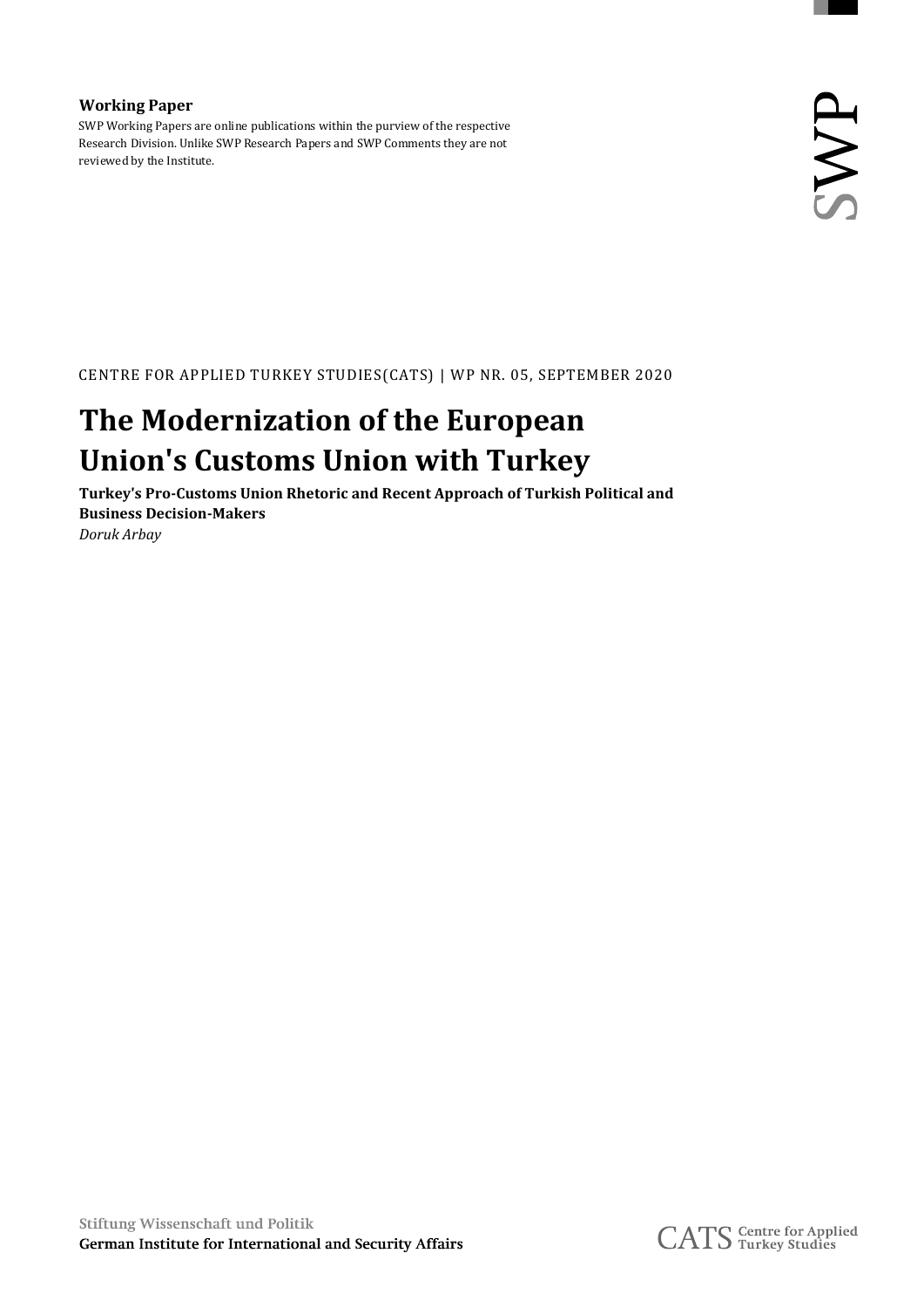**Working Paper**

SWP Working Papers are online publications within the purview of the respective Research Division. Unlike SWP Research Papers and SWP Comments they are not reviewed by the Institute.

SWP

CENTRE FOR APPLIED TURKEY STUDIES(CATS) | WP NR. 05, SEPTEMBER 2020

# The Modernization of the European Union's Customs Union with Turkey

**Turkey's Pro-Customs Union Rhetoric and Recent Approach of Turkish Political and Business Decision-Makers**

*Doruk Arbay*

Stiftung Wissenschaft und Politik
**German Institute for International and Security Affairs**

CATS Centre for Applied Turkey Studies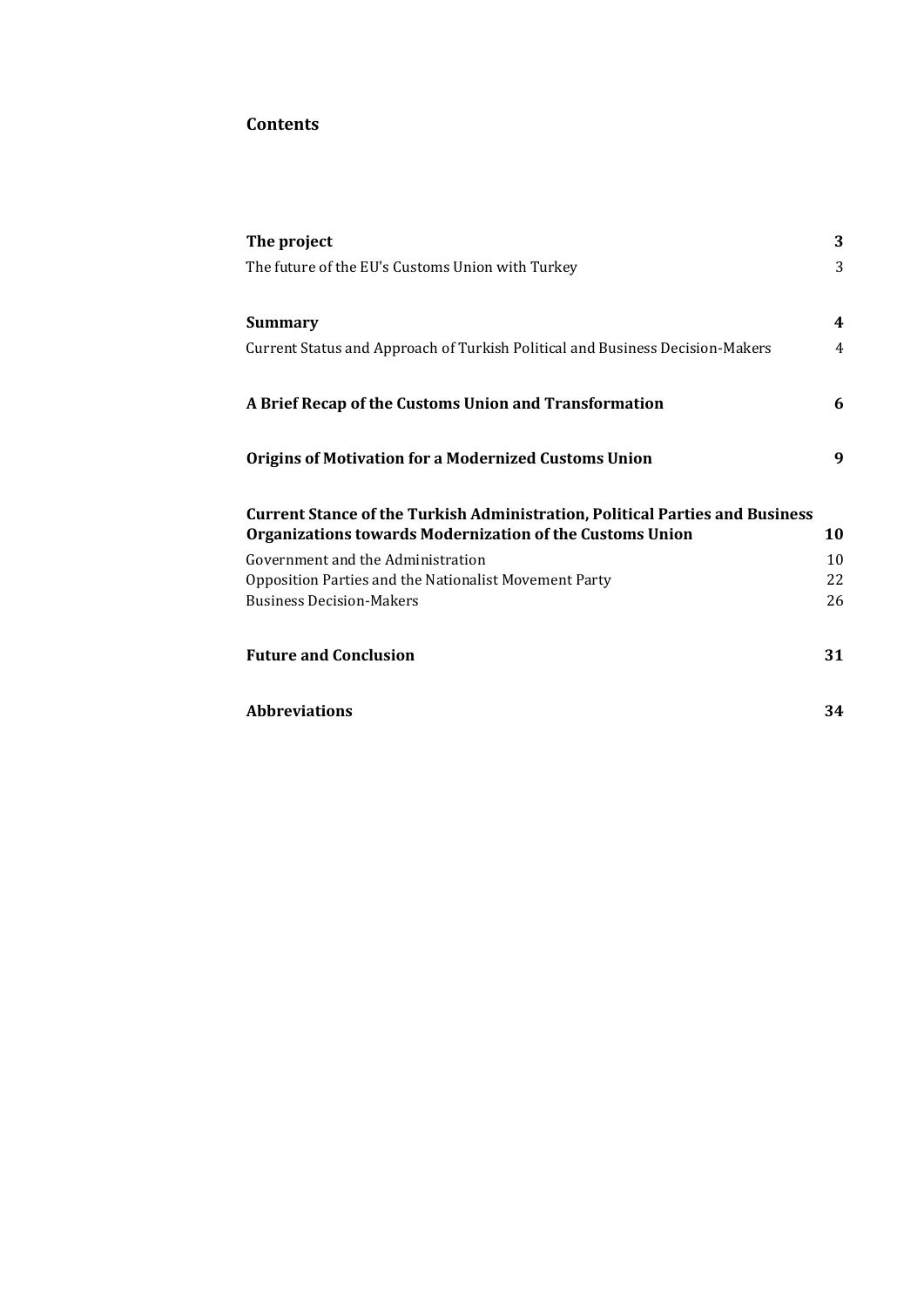# Contents

| | |
|---|---|
| **The project** | **3** |
| The future of the EU's Customs Union with Turkey | 3 |
| **Summary** | **4** |
| Current Status and Approach of Turkish Political and Business Decision-Makers | 4 |
| **A Brief Recap of the Customs Union and Transformation** | **6** |
| **Origins of Motivation for a Modernized Customs Union** | **9** |
| **Current Stance of the Turkish Administration, Political Parties and Business Organizations towards Modernization of the Customs Union** | **10** |
| Government and the Administration | 10 |
| Opposition Parties and the Nationalist Movement Party | 22 |
| Business Decision-Makers | 26 |
| **Future and Conclusion** | **31** |
| **Abbreviations** | **34** |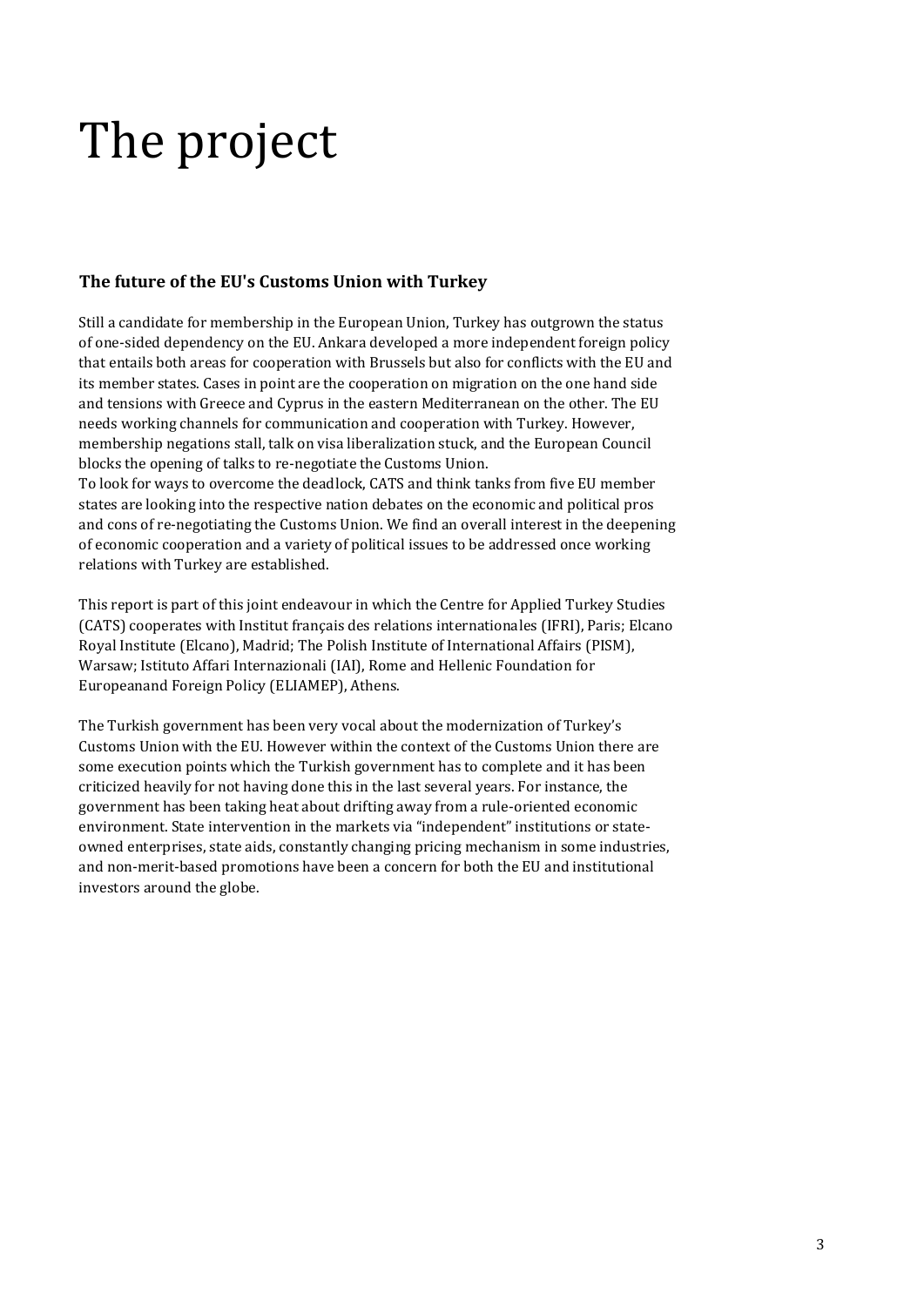# The project

### The future of the EU's Customs Union with Turkey

Still a candidate for membership in the European Union, Turkey has outgrown the status of one-sided dependency on the EU. Ankara developed a more independent foreign policy that entails both areas for cooperation with Brussels but also for conflicts with the EU and its member states. Cases in point are the cooperation on migration on the one hand side and tensions with Greece and Cyprus in the eastern Mediterranean on the other. The EU needs working channels for communication and cooperation with Turkey. However, membership negations stall, talk on visa liberalization stuck, and the European Council blocks the opening of talks to re-negotiate the Customs Union.
To look for ways to overcome the deadlock, CATS and think tanks from five EU member states are looking into the respective nation debates on the economic and political pros and cons of re-negotiating the Customs Union. We find an overall interest in the deepening of economic cooperation and a variety of political issues to be addressed once working relations with Turkey are established.

This report is part of this joint endeavour in which the Centre for Applied Turkey Studies (CATS) cooperates with Institut français des relations internationales (IFRI), Paris; Elcano Royal Institute (Elcano), Madrid; The Polish Institute of International Affairs (PISM), Warsaw; Istituto Affari Internazionali (IAI), Rome and Hellenic Foundation for Europeanand Foreign Policy (ELIAMEP), Athens.

The Turkish government has been very vocal about the modernization of Turkey's Customs Union with the EU. However within the context of the Customs Union there are some execution points which the Turkish government has to complete and it has been criticized heavily for not having done this in the last several years. For instance, the government has been taking heat about drifting away from a rule-oriented economic environment. State intervention in the markets via "independent" institutions or state-owned enterprises, state aids, constantly changing pricing mechanism in some industries, and non-merit-based promotions have been a concern for both the EU and institutional investors around the globe.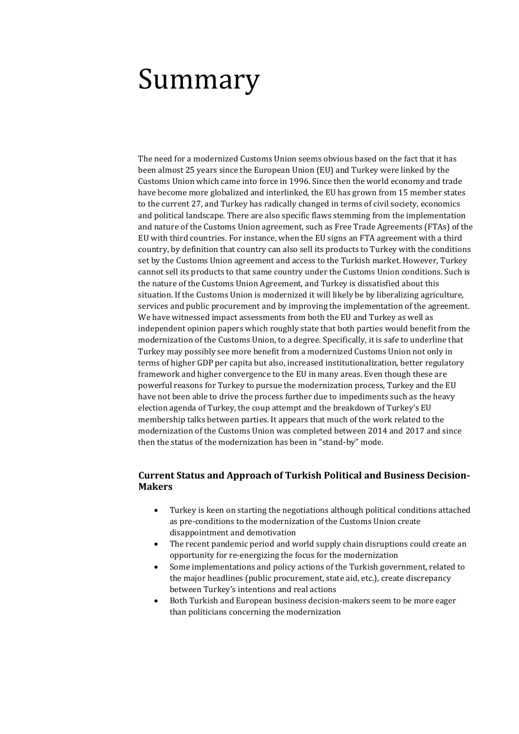# Summary

The need for a modernized Customs Union seems obvious based on the fact that it has been almost 25 years since the European Union (EU) and Turkey were linked by the Customs Union which came into force in 1996. Since then the world economy and trade have become more globalized and interlinked, the EU has grown from 15 member states to the current 27, and Turkey has radically changed in terms of civil society, economics and political landscape. There are also specific flaws stemming from the implementation and nature of the Customs Union agreement, such as Free Trade Agreements (FTAs) of the EU with third countries. For instance, when the EU signs an FTA agreement with a third country, by definition that country can also sell its products to Turkey with the conditions set by the Customs Union agreement and access to the Turkish market. However, Turkey cannot sell its products to that same country under the Customs Union conditions. Such is the nature of the Customs Union Agreement, and Turkey is dissatisfied about this situation. If the Customs Union is modernized it will likely be by liberalizing agriculture, services and public procurement and by improving the implementation of the agreement. We have witnessed impact assessments from both the EU and Turkey as well as independent opinion papers which roughly state that both parties would benefit from the modernization of the Customs Union, to a degree. Specifically, it is safe to underline that Turkey may possibly see more benefit from a modernized Customs Union not only in terms of higher GDP per capita but also, increased institutionalization, better regulatory framework and higher convergence to the EU in many areas. Even though these are powerful reasons for Turkey to pursue the modernization process, Turkey and the EU have not been able to drive the process further due to impediments such as the heavy election agenda of Turkey, the coup attempt and the breakdown of Turkey's EU membership talks between parties. It appears that much of the work related to the modernization of the Customs Union was completed between 2014 and 2017 and since then the status of the modernization has been in "stand-by" mode.

### Current Status and Approach of Turkish Political and Business Decision-Makers

- Turkey is keen on starting the negotiations although political conditions attached as pre-conditions to the modernization of the Customs Union create disappointment and demotivation
- The recent pandemic period and world supply chain disruptions could create an opportunity for re-energizing the focus for the modernization
- Some implementations and policy actions of the Turkish government, related to the major headlines (public procurement, state aid, etc.), create discrepancy between Turkey's intentions and real actions
- Both Turkish and European business decision-makers seem to be more eager than politicians concerning the modernization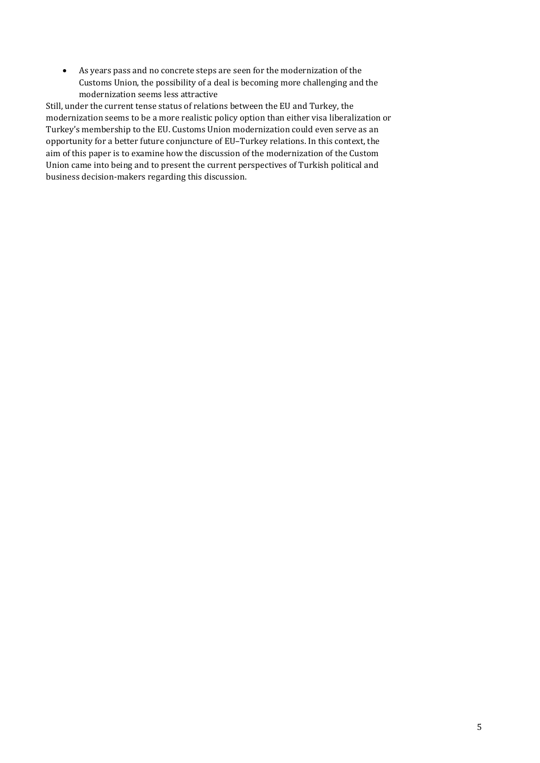- As years pass and no concrete steps are seen for the modernization of the Customs Union, the possibility of a deal is becoming more challenging and the modernization seems less attractive

Still, under the current tense status of relations between the EU and Turkey, the modernization seems to be a more realistic policy option than either visa liberalization or Turkey's membership to the EU. Customs Union modernization could even serve as an opportunity for a better future conjuncture of EU–Turkey relations. In this context, the aim of this paper is to examine how the discussion of the modernization of the Custom Union came into being and to present the current perspectives of Turkish political and business decision-makers regarding this discussion.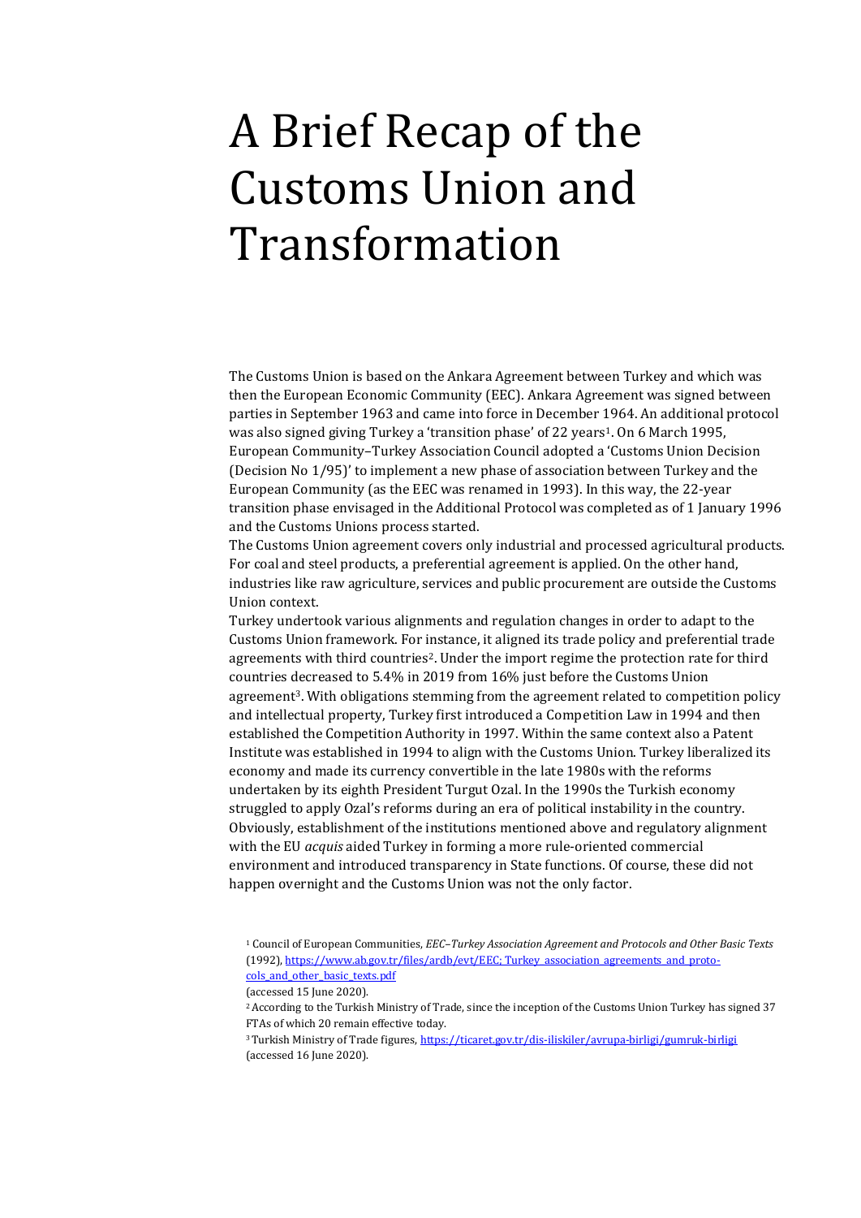# A Brief Recap of the Customs Union and Transformation

The Customs Union is based on the Ankara Agreement between Turkey and which was then the European Economic Community (EEC). Ankara Agreement was signed between parties in September 1963 and came into force in December 1964. An additional protocol was also signed giving Turkey a 'transition phase' of 22 years[1]. On 6 March 1995, European Community–Turkey Association Council adopted a 'Customs Union Decision (Decision No 1/95)' to implement a new phase of association between Turkey and the European Community (as the EEC was renamed in 1993). In this way, the 22-year transition phase envisaged in the Additional Protocol was completed as of 1 January 1996 and the Customs Unions process started.

The Customs Union agreement covers only industrial and processed agricultural products. For coal and steel products, a preferential agreement is applied. On the other hand, industries like raw agriculture, services and public procurement are outside the Customs Union context.

Turkey undertook various alignments and regulation changes in order to adapt to the Customs Union framework. For instance, it aligned its trade policy and preferential trade agreements with third countries[2]. Under the import regime the protection rate for third countries decreased to 5.4% in 2019 from 16% just before the Customs Union agreement[3]. With obligations stemming from the agreement related to competition policy and intellectual property, Turkey first introduced a Competition Law in 1994 and then established the Competition Authority in 1997. Within the same context also a Patent Institute was established in 1994 to align with the Customs Union. Turkey liberalized its economy and made its currency convertible in the late 1980s with the reforms undertaken by its eighth President Turgut Ozal. In the 1990s the Turkish economy struggled to apply Ozal's reforms during an era of political instability in the country. Obviously, establishment of the institutions mentioned above and regulatory alignment with the EU *acquis* aided Turkey in forming a more rule-oriented commercial environment and introduced transparency in State functions. Of course, these did not happen overnight and the Customs Union was not the only factor.

[1] Council of European Communities, *EEC–Turkey Association Agreement and Protocols and Other Basic Texts* (1992), https://www.ab.gov.tr/files/ardb/evt/EEC_Turkey_association_agreements_and_protocols_and_other_basic_texts.pdf (accessed 15 June 2020).

[2] According to the Turkish Ministry of Trade, since the inception of the Customs Union Turkey has signed 37 FTAs of which 20 remain effective today.

[3] Turkish Ministry of Trade figures, https://ticaret.gov.tr/dis-iliskiler/avrupa-birligi/gumruk-birligi (accessed 16 June 2020).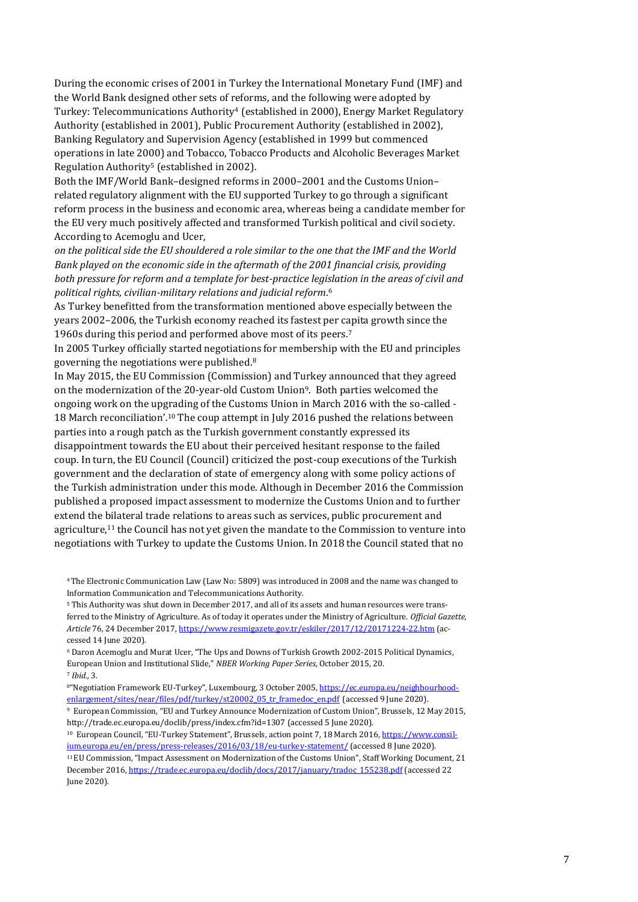During the economic crises of 2001 in Turkey the International Monetary Fund (IMF) and the World Bank designed other sets of reforms, and the following were adopted by Turkey: Telecommunications Authority[4] (established in 2000), Energy Market Regulatory Authority (established in 2001), Public Procurement Authority (established in 2002), Banking Regulatory and Supervision Agency (established in 1999 but commenced operations in late 2000) and Tobacco, Tobacco Products and Alcoholic Beverages Market Regulation Authority[5] (established in 2002).

Both the IMF/World Bank–designed reforms in 2000–2001 and the Customs Union–related regulatory alignment with the EU supported Turkey to go through a significant reform process in the business and economic area, whereas being a candidate member for the EU very much positively affected and transformed Turkish political and civil society. According to Acemoglu and Ucer,

*on the political side the EU shouldered a role similar to the one that the IMF and the World Bank played on the economic side in the aftermath of the 2001 financial crisis, providing both pressure for reform and a template for best-practice legislation in the areas of civil and political rights, civilian-military relations and judicial reform*.[6]

As Turkey benefitted from the transformation mentioned above especially between the years 2002–2006, the Turkish economy reached its fastest per capita growth since the 1960s during this period and performed above most of its peers.[7]

In 2005 Turkey officially started negotiations for membership with the EU and principles governing the negotiations were published.[8]

In May 2015, the EU Commission (Commission) and Turkey announced that they agreed on the modernization of the 20-year-old Custom Union[9]. Both parties welcomed the ongoing work on the upgrading of the Customs Union in March 2016 with the so-called -18 March reconciliation'.[10] The coup attempt in July 2016 pushed the relations between parties into a rough patch as the Turkish government constantly expressed its disappointment towards the EU about their perceived hesitant response to the failed coup. In turn, the EU Council (Council) criticized the post-coup executions of the Turkish government and the declaration of state of emergency along with some policy actions of the Turkish administration under this mode. Although in December 2016 the Commission published a proposed impact assessment to modernize the Customs Union and to further extend the bilateral trade relations to areas such as services, public procurement and agriculture,[11] the Council has not yet given the mandate to the Commission to venture into negotiations with Turkey to update the Customs Union. In 2018 the Council stated that no

[4] The Electronic Communication Law (Law No: 5809) was introduced in 2008 and the name was changed to Information Communication and Telecommunications Authority.

[5] This Authority was shut down in December 2017, and all of its assets and human resources were transferred to the Ministry of Agriculture. As of today it operates under the Ministry of Agriculture. *Official Gazette, Article* 76, 24 December 2017, https://www.resmigazete.gov.tr/eskiler/2017/12/20171224-22.htm (accessed 14 June 2020).

[6] Daron Acemoglu and Murat Ucer, "The Ups and Downs of Turkish Growth 2002-2015 Political Dynamics, European Union and Institutional Slide," *NBER Working Paper Series*, October 2015, 20.

[7] *Ibid.*, 3.

[8] "Negotiation Framework EU-Turkey", Luxembourg, 3 October 2005, https://ec.europa.eu/neighbourhood-enlargement/sites/near/files/pdf/turkey/st20002_05_tr_framedoc_en.pdf (accessed 9 June 2020).

[9] European Commission, "EU and Turkey Announce Modernization of Custom Union", Brussels, 12 May 2015, http://trade.ec.europa.eu/doclib/press/index.cfm?id=1307 (accessed 5 June 2020).

[10] European Council, "EU-Turkey Statement", Brussels, action point 7, 18 March 2016, https://www.consilium.europa.eu/en/press/press-releases/2016/03/18/eu-turkey-statement/ (accessed 8 June 2020).

[11] EU Commission, "Impact Assessment on Modernization of the Customs Union", Staff Working Document, 21 December 2016, https://trade.ec.europa.eu/doclib/docs/2017/january/tradoc_155238.pdf (accessed 22 June 2020).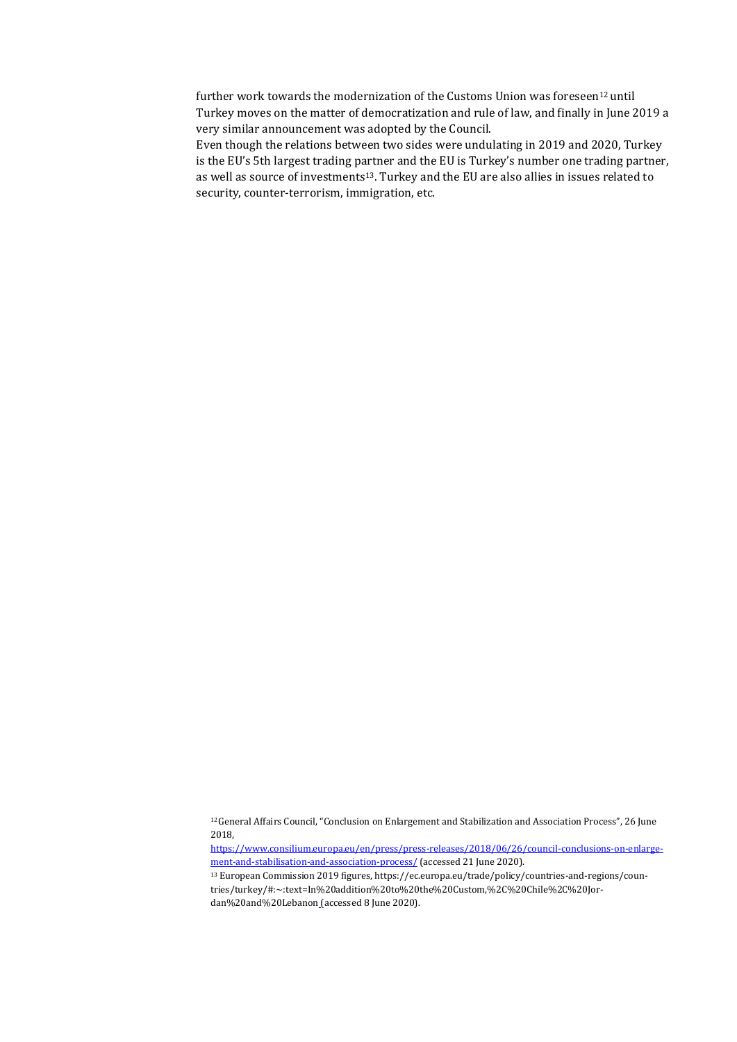further work towards the modernization of the Customs Union was foreseen[12] until Turkey moves on the matter of democratization and rule of law, and finally in June 2019 a very similar announcement was adopted by the Council.

Even though the relations between two sides were undulating in 2019 and 2020, Turkey is the EU's 5th largest trading partner and the EU is Turkey's number one trading partner, as well as source of investments[13]. Turkey and the EU are also allies in issues related to security, counter-terrorism, immigration, etc.

[12] General Affairs Council, "Conclusion on Enlargement and Stabilization and Association Process", 26 June 2018, https://www.consilium.europa.eu/en/press/press-releases/2018/06/26/council-conclusions-on-enlargement-and-stabilisation-and-association-process/ (accessed 21 June 2020).

[13] European Commission 2019 figures, https://ec.europa.eu/trade/policy/countries-and-regions/countries/turkey/#:~:text=In%20addition%20to%20the%20Custom,%2C%20Chile%2C%20Jordan%20and%20Lebanon (accessed 8 June 2020).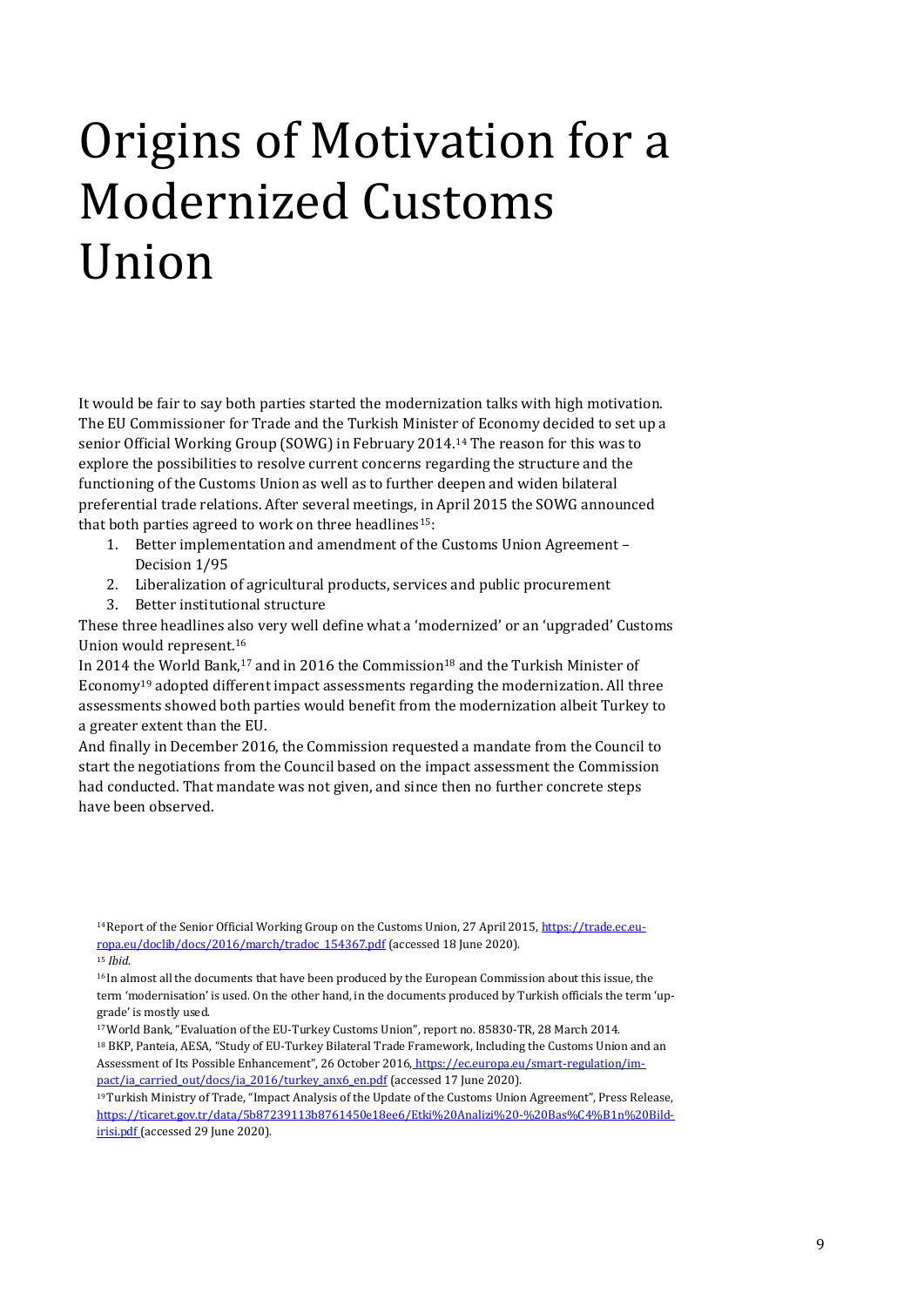# Origins of Motivation for a Modernized Customs Union

It would be fair to say both parties started the modernization talks with high motivation. The EU Commissioner for Trade and the Turkish Minister of Economy decided to set up a senior Official Working Group (SOWG) in February 2014.[14] The reason for this was to explore the possibilities to resolve current concerns regarding the structure and the functioning of the Customs Union as well as to further deepen and widen bilateral preferential trade relations. After several meetings, in April 2015 the SOWG announced that both parties agreed to work on three headlines[15]:

1. Better implementation and amendment of the Customs Union Agreement – Decision 1/95
2. Liberalization of agricultural products, services and public procurement
3. Better institutional structure

These three headlines also very well define what a 'modernized' or an 'upgraded' Customs Union would represent.[16]

In 2014 the World Bank,[17] and in 2016 the Commission[18] and the Turkish Minister of Economy[19] adopted different impact assessments regarding the modernization. All three assessments showed both parties would benefit from the modernization albeit Turkey to a greater extent than the EU.

And finally in December 2016, the Commission requested a mandate from the Council to start the negotiations from the Council based on the impact assessment the Commission had conducted. That mandate was not given, and since then no further concrete steps have been observed.

---

[14] Report of the Senior Official Working Group on the Customs Union, 27 April 2015, https://trade.ec.europa.eu/doclib/docs/2016/march/tradoc_154367.pdf (accessed 18 June 2020).

[15] *Ibid.*

[16] In almost all the documents that have been produced by the European Commission about this issue, the term 'modernisation' is used. On the other hand, in the documents produced by Turkish officials the term 'upgrade' is mostly used.

[17] World Bank, "Evaluation of the EU-Turkey Customs Union", report no. 85830-TR, 28 March 2014.

[18] BKP, Panteia, AESA, "Study of EU-Turkey Bilateral Trade Framework, Including the Customs Union and an Assessment of Its Possible Enhancement", 26 October 2016, https://ec.europa.eu/smart-regulation/impact/ia_carried_out/docs/ia_2016/turkey_anx6_en.pdf (accessed 17 June 2020).

[19] Turkish Ministry of Trade, "Impact Analysis of the Update of the Customs Union Agreement", Press Release, https://ticaret.gov.tr/data/5b87239113b8761450e18ee6/Etki%20Analizi%20-%20Bas%C4%B1n%20Bildirisi.pdf (accessed 29 June 2020).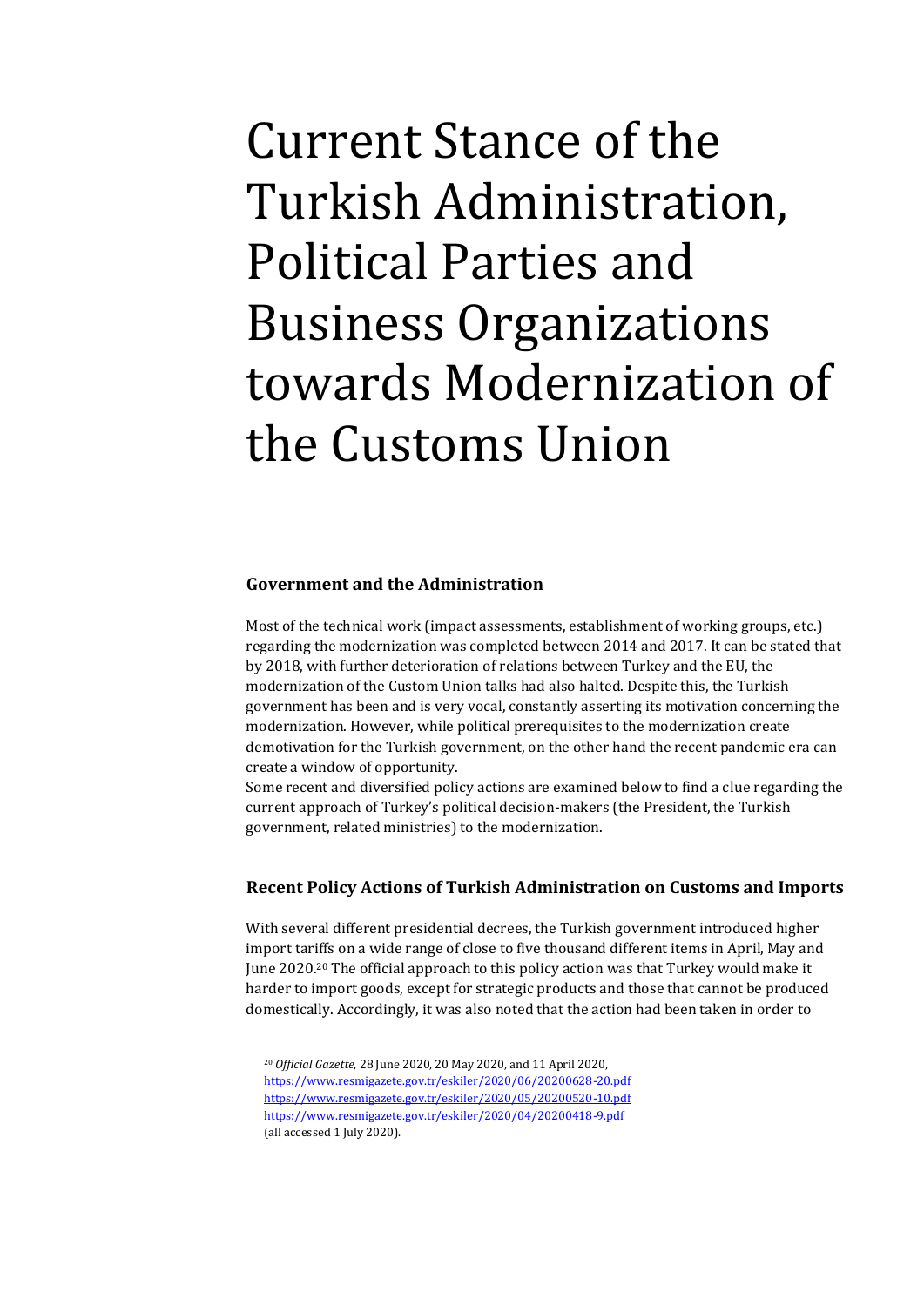# Current Stance of the Turkish Administration, Political Parties and Business Organizations towards Modernization of the Customs Union

### Government and the Administration

Most of the technical work (impact assessments, establishment of working groups, etc.) regarding the modernization was completed between 2014 and 2017. It can be stated that by 2018, with further deterioration of relations between Turkey and the EU, the modernization of the Custom Union talks had also halted. Despite this, the Turkish government has been and is very vocal, constantly asserting its motivation concerning the modernization. However, while political prerequisites to the modernization create demotivation for the Turkish government, on the other hand the recent pandemic era can create a window of opportunity.

Some recent and diversified policy actions are examined below to find a clue regarding the current approach of Turkey's political decision-makers (the President, the Turkish government, related ministries) to the modernization.

### Recent Policy Actions of Turkish Administration on Customs and Imports

With several different presidential decrees, the Turkish government introduced higher import tariffs on a wide range of close to five thousand different items in April, May and June 2020.[20] The official approach to this policy action was that Turkey would make it harder to import goods, except for strategic products and those that cannot be produced domestically. Accordingly, it was also noted that the action had been taken in order to

[20] *Official Gazette,* 28 June 2020, 20 May 2020, and 11 April 2020,
https://www.resmigazete.gov.tr/eskiler/2020/06/20200628-20.pdf
https://www.resmigazete.gov.tr/eskiler/2020/05/20200520-10.pdf
https://www.resmigazete.gov.tr/eskiler/2020/04/20200418-9.pdf
(all accessed 1 July 2020).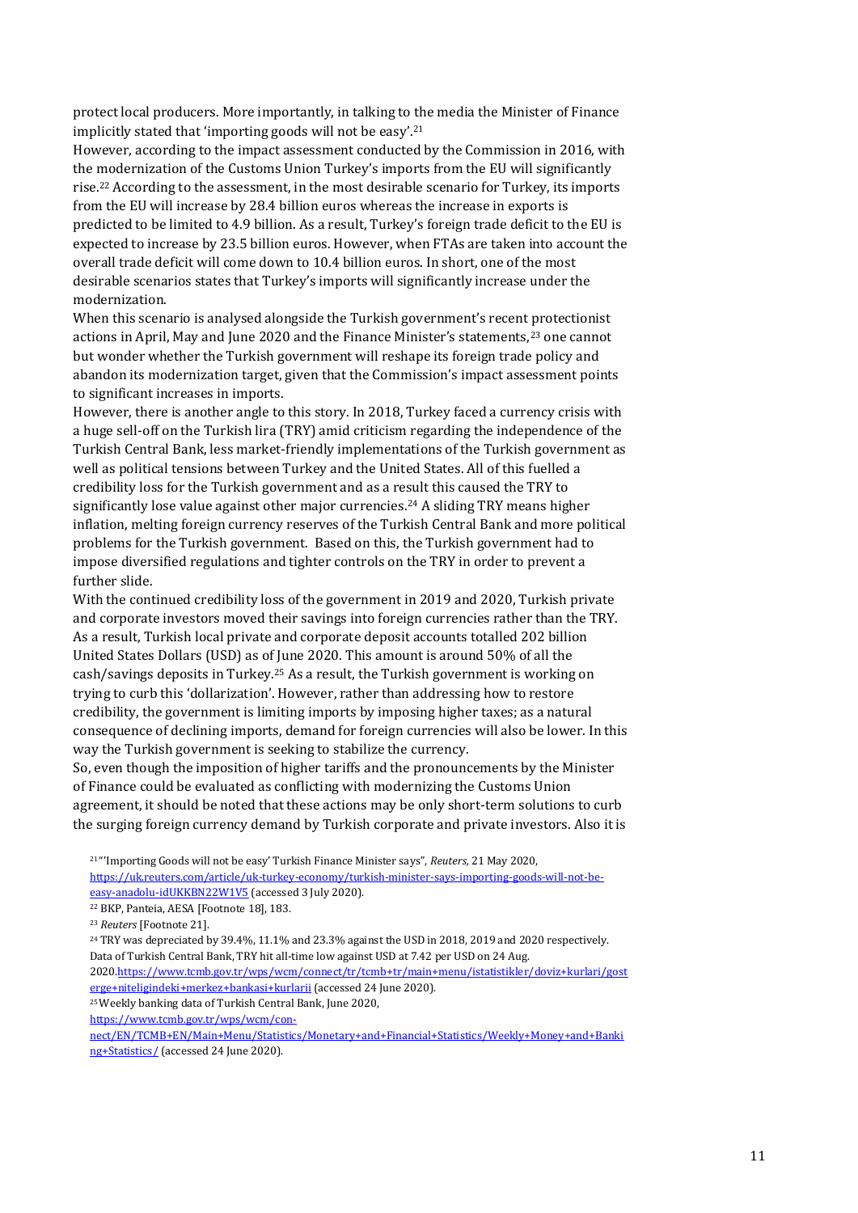protect local producers. More importantly, in talking to the media the Minister of Finance implicitly stated that 'importing goods will not be easy'.[21]

However, according to the impact assessment conducted by the Commission in 2016, with the modernization of the Customs Union Turkey's imports from the EU will significantly rise.[22] According to the assessment, in the most desirable scenario for Turkey, its imports from the EU will increase by 28.4 billion euros whereas the increase in exports is predicted to be limited to 4.9 billion. As a result, Turkey's foreign trade deficit to the EU is expected to increase by 23.5 billion euros. However, when FTAs are taken into account the overall trade deficit will come down to 10.4 billion euros. In short, one of the most desirable scenarios states that Turkey's imports will significantly increase under the modernization.

When this scenario is analysed alongside the Turkish government's recent protectionist actions in April, May and June 2020 and the Finance Minister's statements,[23] one cannot but wonder whether the Turkish government will reshape its foreign trade policy and abandon its modernization target, given that the Commission's impact assessment points to significant increases in imports.

However, there is another angle to this story. In 2018, Turkey faced a currency crisis with a huge sell-off on the Turkish lira (TRY) amid criticism regarding the independence of the Turkish Central Bank, less market-friendly implementations of the Turkish government as well as political tensions between Turkey and the United States. All of this fuelled a credibility loss for the Turkish government and as a result this caused the TRY to significantly lose value against other major currencies.[24] A sliding TRY means higher inflation, melting foreign currency reserves of the Turkish Central Bank and more political problems for the Turkish government. Based on this, the Turkish government had to impose diversified regulations and tighter controls on the TRY in order to prevent a further slide.

With the continued credibility loss of the government in 2019 and 2020, Turkish private and corporate investors moved their savings into foreign currencies rather than the TRY. As a result, Turkish local private and corporate deposit accounts totalled 202 billion United States Dollars (USD) as of June 2020. This amount is around 50% of all the cash/savings deposits in Turkey.[25] As a result, the Turkish government is working on trying to curb this 'dollarization'. However, rather than addressing how to restore credibility, the government is limiting imports by imposing higher taxes; as a natural consequence of declining imports, demand for foreign currencies will also be lower. In this way the Turkish government is seeking to stabilize the currency.

So, even though the imposition of higher tariffs and the pronouncements by the Minister of Finance could be evaluated as conflicting with modernizing the Customs Union agreement, it should be noted that these actions may be only short-term solutions to curb the surging foreign currency demand by Turkish corporate and private investors. Also it is

[21] "'Importing Goods will not be easy' Turkish Finance Minister says", *Reuters*, 21 May 2020, https://uk.reuters.com/article/uk-turkey-economy/turkish-minister-says-importing-goods-will-not-be-easy-anadolu-idUKKBN22W1V5 (accessed 3 July 2020).

[22] BKP, Panteia, AESA [Footnote 18], 183.

[23] *Reuters* [Footnote 21].

[24] TRY was depreciated by 39.4%, 11.1% and 23.3% against the USD in 2018, 2019 and 2020 respectively. Data of Turkish Central Bank, TRY hit all-time low against USD at 7.42 per USD on 24 Aug. 2020.https://www.tcmb.gov.tr/wps/wcm/connect/tr/tcmb+tr/main+menu/istatistikler/doviz+kurlari/gosterge+niteligindeki+merkez+bankasi+kurlarii (accessed 24 June 2020).

[25] Weekly banking data of Turkish Central Bank, June 2020, https://www.tcmb.gov.tr/wps/wcm/connect/EN/TCMB+EN/Main+Menu/Statistics/Monetary+and+Financial+Statistics/Weekly+Money+and+Banking+Statistics/ (accessed 24 June 2020).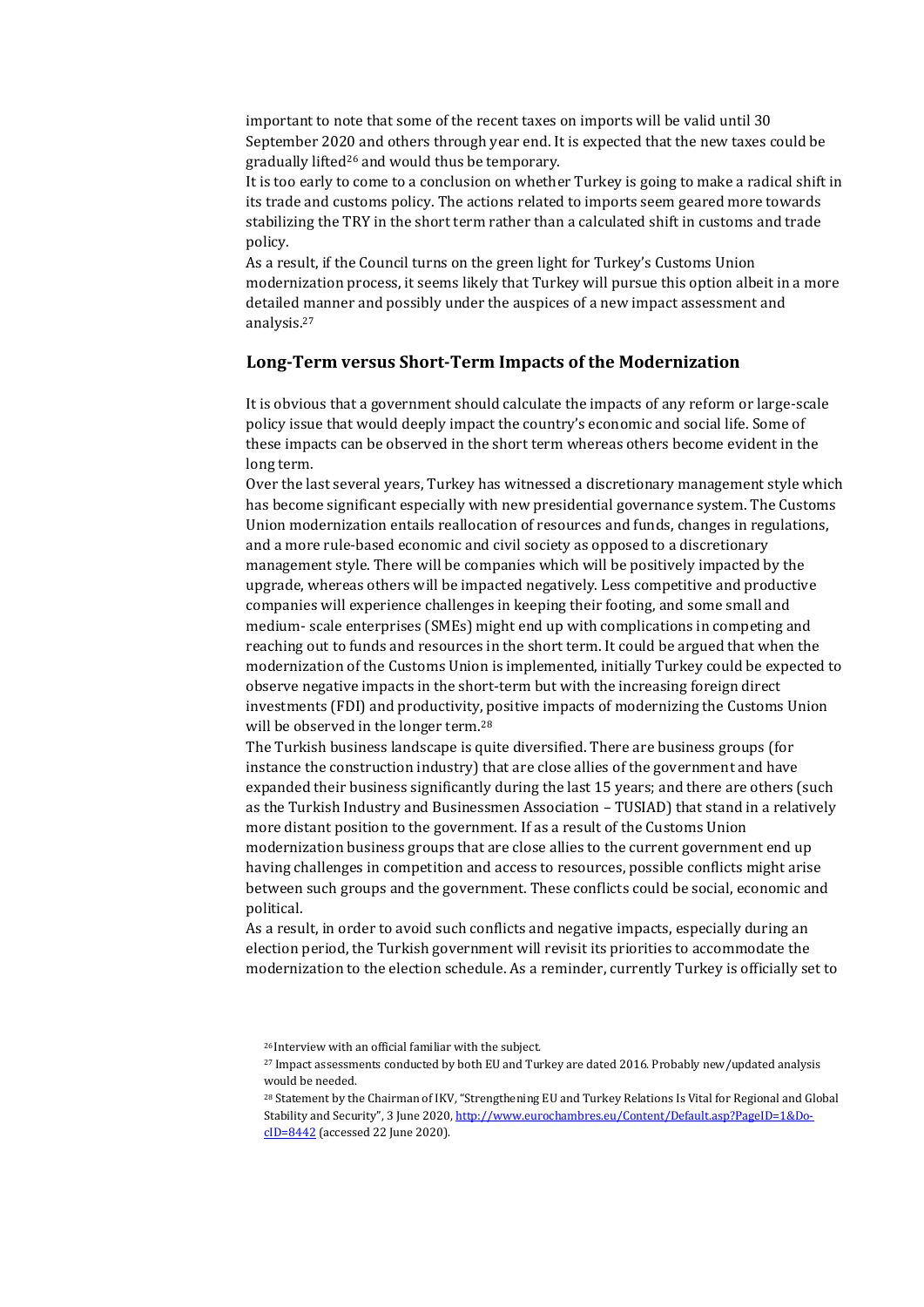important to note that some of the recent taxes on imports will be valid until 30 September 2020 and others through year end. It is expected that the new taxes could be gradually lifted[26] and would thus be temporary.

It is too early to come to a conclusion on whether Turkey is going to make a radical shift in its trade and customs policy. The actions related to imports seem geared more towards stabilizing the TRY in the short term rather than a calculated shift in customs and trade policy.

As a result, if the Council turns on the green light for Turkey's Customs Union modernization process, it seems likely that Turkey will pursue this option albeit in a more detailed manner and possibly under the auspices of a new impact assessment and analysis.[27]

## Long-Term versus Short-Term Impacts of the Modernization

It is obvious that a government should calculate the impacts of any reform or large-scale policy issue that would deeply impact the country's economic and social life. Some of these impacts can be observed in the short term whereas others become evident in the long term.

Over the last several years, Turkey has witnessed a discretionary management style which has become significant especially with new presidential governance system. The Customs Union modernization entails reallocation of resources and funds, changes in regulations, and a more rule-based economic and civil society as opposed to a discretionary management style. There will be companies which will be positively impacted by the upgrade, whereas others will be impacted negatively. Less competitive and productive companies will experience challenges in keeping their footing, and some small and medium- scale enterprises (SMEs) might end up with complications in competing and reaching out to funds and resources in the short term. It could be argued that when the modernization of the Customs Union is implemented, initially Turkey could be expected to observe negative impacts in the short-term but with the increasing foreign direct investments (FDI) and productivity, positive impacts of modernizing the Customs Union will be observed in the longer term.[28]

The Turkish business landscape is quite diversified. There are business groups (for instance the construction industry) that are close allies of the government and have expanded their business significantly during the last 15 years; and there are others (such as the Turkish Industry and Businessmen Association – TUSIAD) that stand in a relatively more distant position to the government. If as a result of the Customs Union modernization business groups that are close allies to the current government end up having challenges in competition and access to resources, possible conflicts might arise between such groups and the government. These conflicts could be social, economic and political.

As a result, in order to avoid such conflicts and negative impacts, especially during an election period, the Turkish government will revisit its priorities to accommodate the modernization to the election schedule. As a reminder, currently Turkey is officially set to

---

[26] Interview with an official familiar with the subject.

[27] Impact assessments conducted by both EU and Turkey are dated 2016. Probably new/updated analysis would be needed.

[28] Statement by the Chairman of IKV, "Strengthening EU and Turkey Relations Is Vital for Regional and Global Stability and Security", 3 June 2020, http://www.eurochambres.eu/Content/Default.asp?PageID=1&DocID=8442 (accessed 22 June 2020).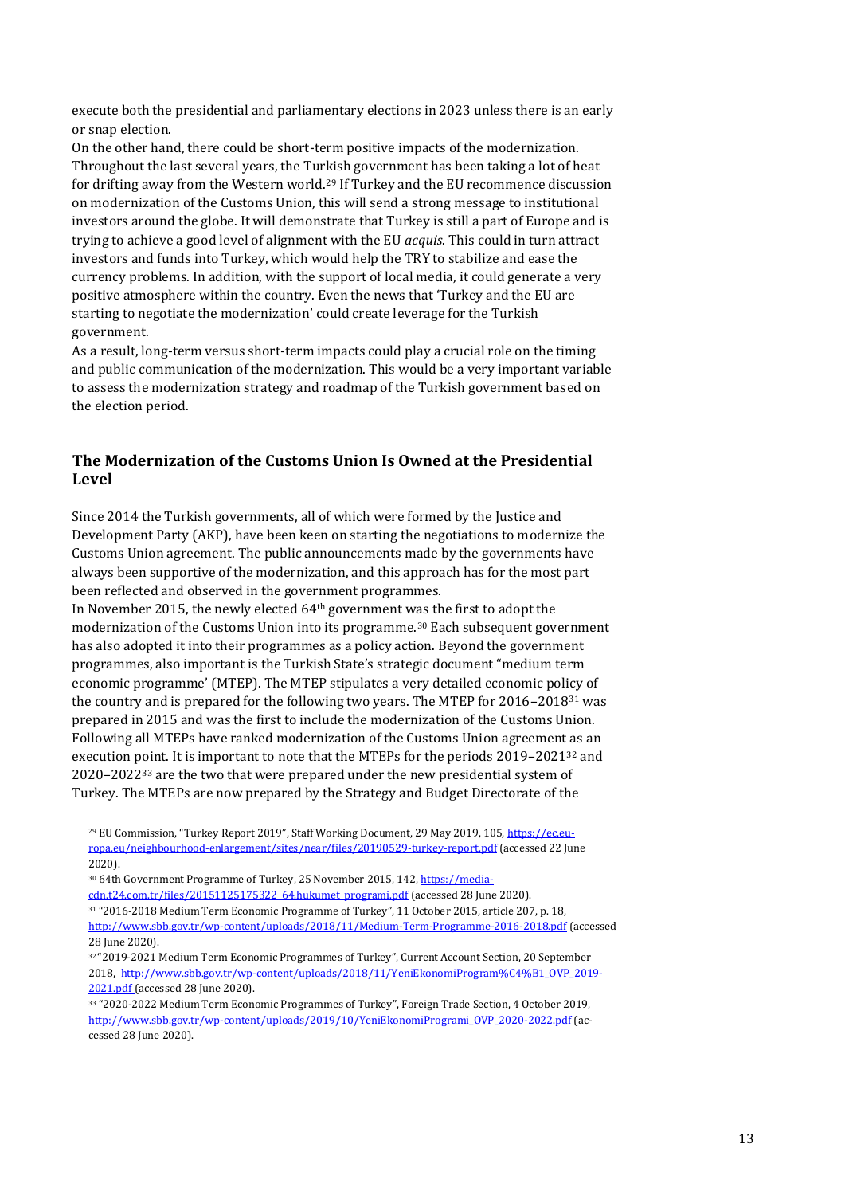execute both the presidential and parliamentary elections in 2023 unless there is an early or snap election.

On the other hand, there could be short-term positive impacts of the modernization. Throughout the last several years, the Turkish government has been taking a lot of heat for drifting away from the Western world.[29] If Turkey and the EU recommence discussion on modernization of the Customs Union, this will send a strong message to institutional investors around the globe. It will demonstrate that Turkey is still a part of Europe and is trying to achieve a good level of alignment with the EU *acquis*. This could in turn attract investors and funds into Turkey, which would help the TRY to stabilize and ease the currency problems. In addition, with the support of local media, it could generate a very positive atmosphere within the country. Even the news that 'Turkey and the EU are starting to negotiate the modernization' could create leverage for the Turkish government.

As a result, long-term versus short-term impacts could play a crucial role on the timing and public communication of the modernization. This would be a very important variable to assess the modernization strategy and roadmap of the Turkish government based on the election period.

## The Modernization of the Customs Union Is Owned at the Presidential Level

Since 2014 the Turkish governments, all of which were formed by the Justice and Development Party (AKP), have been keen on starting the negotiations to modernize the Customs Union agreement. The public announcements made by the governments have always been supportive of the modernization, and this approach has for the most part been reflected and observed in the government programmes.

In November 2015, the newly elected 64th government was the first to adopt the modernization of the Customs Union into its programme.[30] Each subsequent government has also adopted it into their programmes as a policy action. Beyond the government programmes, also important is the Turkish State's strategic document "medium term economic programme' (MTEP). The MTEP stipulates a very detailed economic policy of the country and is prepared for the following two years. The MTEP for 2016–2018[31] was prepared in 2015 and was the first to include the modernization of the Customs Union. Following all MTEPs have ranked modernization of the Customs Union agreement as an execution point. It is important to note that the MTEPs for the periods 2019–2021[32] and 2020–2022[33] are the two that were prepared under the new presidential system of Turkey. The MTEPs are now prepared by the Strategy and Budget Directorate of the

---

[29] EU Commission, "Turkey Report 2019", Staff Working Document, 29 May 2019, 105, https://ec.europa.eu/neighbourhood-enlargement/sites/near/files/20190529-turkey-report.pdf (accessed 22 June 2020).

[30] 64th Government Programme of Turkey, 25 November 2015, 142, https://media-cdn.t24.com.tr/files/20151125175322_64.hukumet_programi.pdf (accessed 28 June 2020).

[31] "2016-2018 Medium Term Economic Programme of Turkey", 11 October 2015, article 207, p. 18, http://www.sbb.gov.tr/wp-content/uploads/2018/11/Medium-Term-Programme-2016-2018.pdf (accessed 28 June 2020).

[32] "2019-2021 Medium Term Economic Programmes of Turkey", Current Account Section, 20 September 2018, http://www.sbb.gov.tr/wp-content/uploads/2018/11/YeniEkonomiProgram%C4%B1_OVP_2019-2021.pdf (accessed 28 June 2020).

[33] "2020-2022 Medium Term Economic Programmes of Turkey", Foreign Trade Section, 4 October 2019, http://www.sbb.gov.tr/wp-content/uploads/2019/10/YeniEkonomiProgrami_OVP_2020-2022.pdf (accessed 28 June 2020).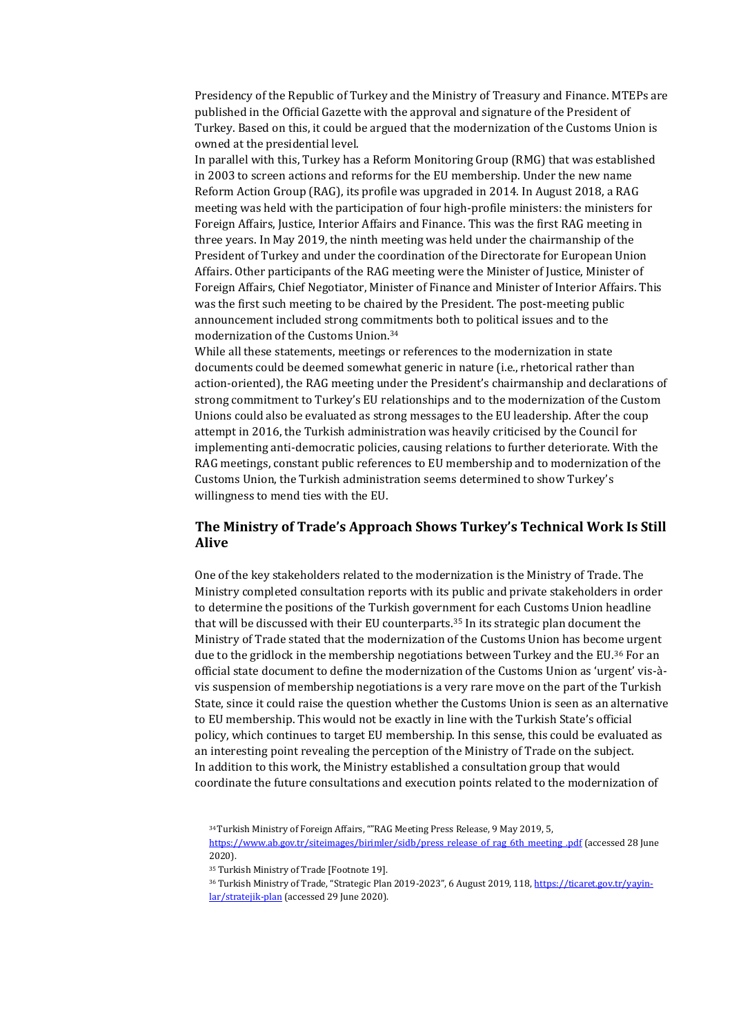Presidency of the Republic of Turkey and the Ministry of Treasury and Finance. MTEPs are published in the Official Gazette with the approval and signature of the President of Turkey. Based on this, it could be argued that the modernization of the Customs Union is owned at the presidential level.

In parallel with this, Turkey has a Reform Monitoring Group (RMG) that was established in 2003 to screen actions and reforms for the EU membership. Under the new name Reform Action Group (RAG), its profile was upgraded in 2014. In August 2018, a RAG meeting was held with the participation of four high-profile ministers: the ministers for Foreign Affairs, Justice, Interior Affairs and Finance. This was the first RAG meeting in three years. In May 2019, the ninth meeting was held under the chairmanship of the President of Turkey and under the coordination of the Directorate for European Union Affairs. Other participants of the RAG meeting were the Minister of Justice, Minister of Foreign Affairs, Chief Negotiator, Minister of Finance and Minister of Interior Affairs. This was the first such meeting to be chaired by the President. The post-meeting public announcement included strong commitments both to political issues and to the modernization of the Customs Union.[34]

While all these statements, meetings or references to the modernization in state documents could be deemed somewhat generic in nature (i.e., rhetorical rather than action-oriented), the RAG meeting under the President's chairmanship and declarations of strong commitment to Turkey's EU relationships and to the modernization of the Custom Unions could also be evaluated as strong messages to the EU leadership. After the coup attempt in 2016, the Turkish administration was heavily criticised by the Council for implementing anti-democratic policies, causing relations to further deteriorate. With the RAG meetings, constant public references to EU membership and to modernization of the Customs Union, the Turkish administration seems determined to show Turkey's willingness to mend ties with the EU.

### The Ministry of Trade's Approach Shows Turkey's Technical Work Is Still Alive

One of the key stakeholders related to the modernization is the Ministry of Trade. The Ministry completed consultation reports with its public and private stakeholders in order to determine the positions of the Turkish government for each Customs Union headline that will be discussed with their EU counterparts.[35] In its strategic plan document the Ministry of Trade stated that the modernization of the Customs Union has become urgent due to the gridlock in the membership negotiations between Turkey and the EU.[36] For an official state document to define the modernization of the Customs Union as 'urgent' vis-à-vis suspension of membership negotiations is a very rare move on the part of the Turkish State, since it could raise the question whether the Customs Union is seen as an alternative to EU membership. This would not be exactly in line with the Turkish State's official policy, which continues to target EU membership. In this sense, this could be evaluated as an interesting point revealing the perception of the Ministry of Trade on the subject.

In addition to this work, the Ministry established a consultation group that would coordinate the future consultations and execution points related to the modernization of

---

[34] Turkish Ministry of Foreign Affairs, ""RAG Meeting Press Release, 9 May 2019, 5, https://www.ab.gov.tr/siteimages/birimler/sidb/press_release_of_rag_6th_meeting_.pdf (accessed 28 June 2020).

[35] Turkish Ministry of Trade [Footnote 19].

[36] Turkish Ministry of Trade, "Strategic Plan 2019-2023", 6 August 2019, 118, https://ticaret.gov.tr/yayin-lar/stratejik-plan (accessed 29 June 2020).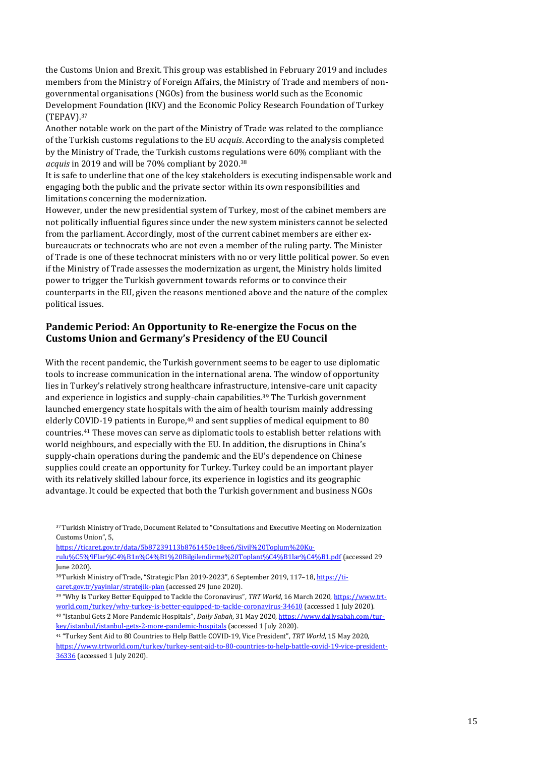the Customs Union and Brexit. This group was established in February 2019 and includes members from the Ministry of Foreign Affairs, the Ministry of Trade and members of non-governmental organisations (NGOs) from the business world such as the Economic Development Foundation (IKV) and the Economic Policy Research Foundation of Turkey (TEPAV).[37]

Another notable work on the part of the Ministry of Trade was related to the compliance of the Turkish customs regulations to the EU *acquis*. According to the analysis completed by the Ministry of Trade, the Turkish customs regulations were 60% compliant with the *acquis* in 2019 and will be 70% compliant by 2020.[38]

It is safe to underline that one of the key stakeholders is executing indispensable work and engaging both the public and the private sector within its own responsibilities and limitations concerning the modernization.

However, under the new presidential system of Turkey, most of the cabinet members are not politically influential figures since under the new system ministers cannot be selected from the parliament. Accordingly, most of the current cabinet members are either ex-bureaucrats or technocrats who are not even a member of the ruling party. The Minister of Trade is one of these technocrat ministers with no or very little political power. So even if the Ministry of Trade assesses the modernization as urgent, the Ministry holds limited power to trigger the Turkish government towards reforms or to convince their counterparts in the EU, given the reasons mentioned above and the nature of the complex political issues.

## Pandemic Period: An Opportunity to Re-energize the Focus on the Customs Union and Germany's Presidency of the EU Council

With the recent pandemic, the Turkish government seems to be eager to use diplomatic tools to increase communication in the international arena. The window of opportunity lies in Turkey's relatively strong healthcare infrastructure, intensive-care unit capacity and experience in logistics and supply-chain capabilities.[39] The Turkish government launched emergency state hospitals with the aim of health tourism mainly addressing elderly COVID-19 patients in Europe,[40] and sent supplies of medical equipment to 80 countries.[41] These moves can serve as diplomatic tools to establish better relations with world neighbours, and especially with the EU. In addition, the disruptions in China's supply-chain operations during the pandemic and the EU's dependence on Chinese supplies could create an opportunity for Turkey. Turkey could be an important player with its relatively skilled labour force, its experience in logistics and its geographic advantage. It could be expected that both the Turkish government and business NGOs

---

[37] Turkish Ministry of Trade, Document Related to "Consultations and Executive Meeting on Modernization Customs Union", 5, https://ticaret.gov.tr/data/5b87239113b8761450e18ee6/Sivil%20Toplum%20Kuru­lu%C5%9Flar%C4%B1n%C4%B1%20Bilgilendirme%20Toplant%C4%B1lar%C4%B1.pdf (accessed 29 June 2020).

[38] Turkish Ministry of Trade, "Strategic Plan 2019-2023", 6 September 2019, 117–18, https://ticaret.gov.tr/yayinlar/stratejik-plan (accessed 29 June 2020).

[39] "Why Is Turkey Better Equipped to Tackle the Coronavirus", *TRT World*, 16 March 2020, https://www.trtworld.com/turkey/why-turkey-is-better-equipped-to-tackle-coronavirus-34610 (accessed 1 July 2020).

[40] "Istanbul Gets 2 More Pandemic Hospitals", *Daily Sabah*, 31 May 2020, https://www.dailysabah.com/turkey/istanbul/istanbul-gets-2-more-pandemic-hospitals (accessed 1 July 2020).

[41] "Turkey Sent Aid to 80 Countries to Help Battle COVID-19, Vice President", *TRT World*, 15 May 2020, https://www.trtworld.com/turkey/turkey-sent-aid-to-80-countries-to-help-battle-covid-19-vice-president-36336 (accessed 1 July 2020).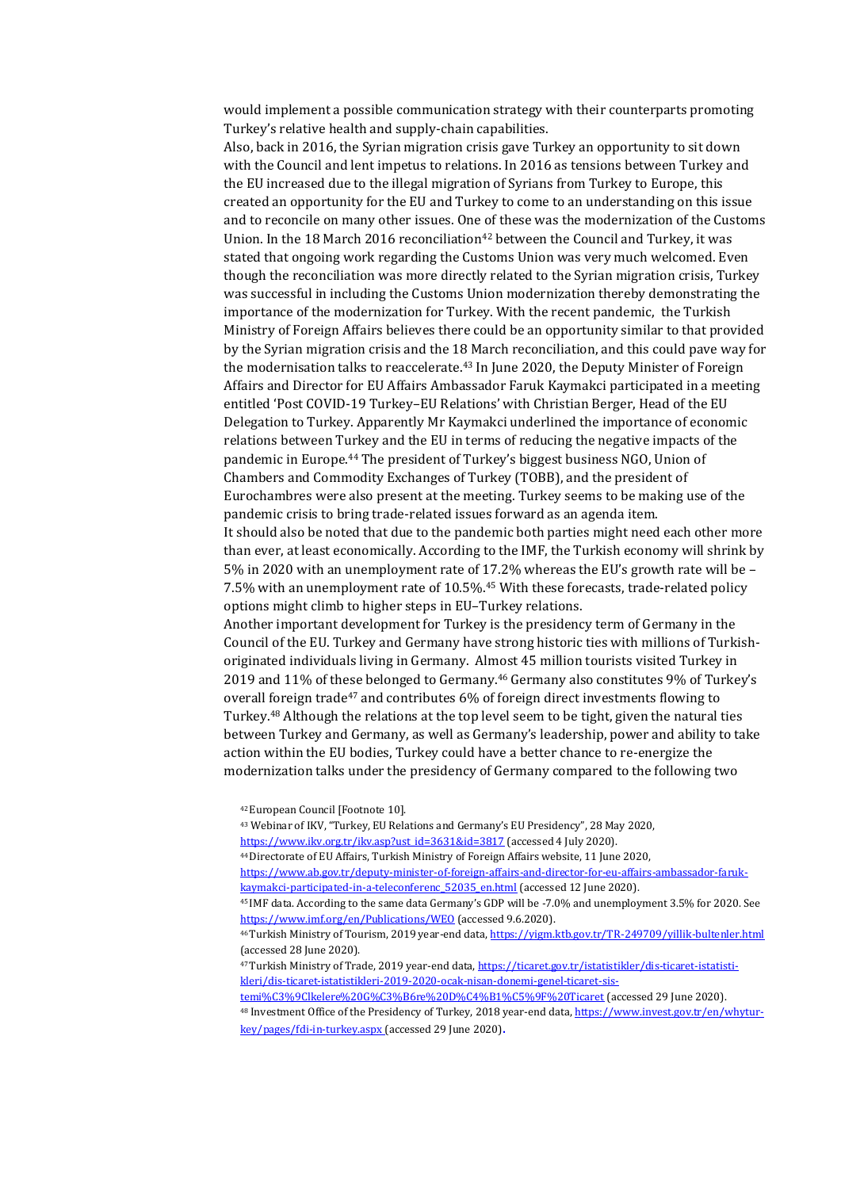would implement a possible communication strategy with their counterparts promoting Turkey's relative health and supply-chain capabilities.

Also, back in 2016, the Syrian migration crisis gave Turkey an opportunity to sit down with the Council and lent impetus to relations. In 2016 as tensions between Turkey and the EU increased due to the illegal migration of Syrians from Turkey to Europe, this created an opportunity for the EU and Turkey to come to an understanding on this issue and to reconcile on many other issues. One of these was the modernization of the Customs Union. In the 18 March 2016 reconciliation[42] between the Council and Turkey, it was stated that ongoing work regarding the Customs Union was very much welcomed. Even though the reconciliation was more directly related to the Syrian migration crisis, Turkey was successful in including the Customs Union modernization thereby demonstrating the importance of the modernization for Turkey. With the recent pandemic, the Turkish Ministry of Foreign Affairs believes there could be an opportunity similar to that provided by the Syrian migration crisis and the 18 March reconciliation, and this could pave way for the modernisation talks to reaccelerate.[43] In June 2020, the Deputy Minister of Foreign Affairs and Director for EU Affairs Ambassador Faruk Kaymakci participated in a meeting entitled 'Post COVID-19 Turkey–EU Relations' with Christian Berger, Head of the EU Delegation to Turkey. Apparently Mr Kaymakci underlined the importance of economic relations between Turkey and the EU in terms of reducing the negative impacts of the pandemic in Europe.[44] The president of Turkey's biggest business NGO, Union of Chambers and Commodity Exchanges of Turkey (TOBB), and the president of Eurochambres were also present at the meeting. Turkey seems to be making use of the pandemic crisis to bring trade-related issues forward as an agenda item.

It should also be noted that due to the pandemic both parties might need each other more than ever, at least economically. According to the IMF, the Turkish economy will shrink by 5% in 2020 with an unemployment rate of 17.2% whereas the EU's growth rate will be –7.5% with an unemployment rate of 10.5%.[45] With these forecasts, trade-related policy options might climb to higher steps in EU–Turkey relations.

Another important development for Turkey is the presidency term of Germany in the Council of the EU. Turkey and Germany have strong historic ties with millions of Turkish-originated individuals living in Germany. Almost 45 million tourists visited Turkey in 2019 and 11% of these belonged to Germany.[46] Germany also constitutes 9% of Turkey's overall foreign trade[47] and contributes 6% of foreign direct investments flowing to Turkey.[48] Although the relations at the top level seem to be tight, given the natural ties between Turkey and Germany, as well as Germany's leadership, power and ability to take action within the EU bodies, Turkey could have a better chance to re-energize the modernization talks under the presidency of Germany compared to the following two

[42] European Council [Footnote 10].

[43] Webinar of IKV, "Turkey, EU Relations and Germany's EU Presidency", 28 May 2020, https://www.ikv.org.tr/ikv.asp?ust_id=3631&id=3817 (accessed 4 July 2020).

[44] Directorate of EU Affairs, Turkish Ministry of Foreign Affairs website, 11 June 2020, https://www.ab.gov.tr/deputy-minister-of-foreign-affairs-and-director-for-eu-affairs-ambassador-faruk-kaymakci-participated-in-a-teleconferenc_52035_en.html (accessed 12 June 2020).

[45] IMF data. According to the same data Germany's GDP will be -7.0% and unemployment 3.5% for 2020. See https://www.imf.org/en/Publications/WEO (accessed 9.6.2020).

[46] Turkish Ministry of Tourism, 2019 year-end data, https://yigm.ktb.gov.tr/TR-249709/yillik-bultenler.html (accessed 28 June 2020).

[47] Turkish Ministry of Trade, 2019 year-end data, https://ticaret.gov.tr/istatistikler/dis-ticaret-istatistikleri/dis-ticaret-istatistikleri-2019-2020-ocak-nisan-donemi-genel-ticaret-sistemi%C3%9Clkelere%20G%C3%B6re%20D%C4%B1%C5%9F%20Ticaret (accessed 29 June 2020).

[48] Investment Office of the Presidency of Turkey, 2018 year-end data, https://www.invest.gov.tr/en/whyturkey/pages/fdi-in-turkey.aspx (accessed 29 June 2020).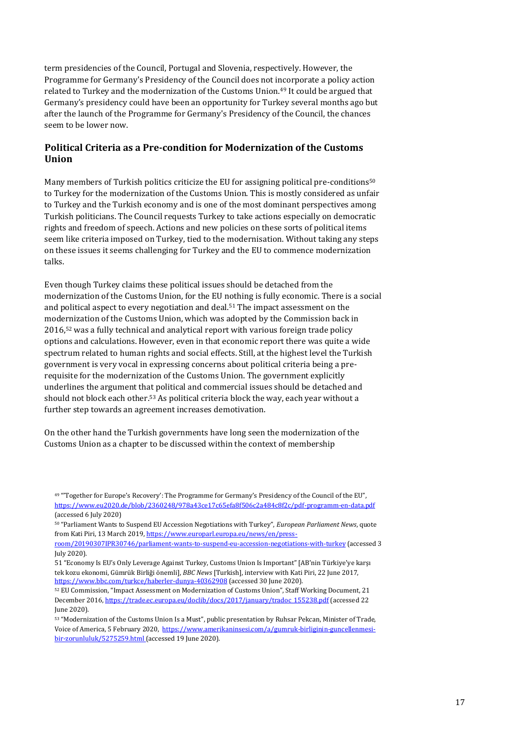term presidencies of the Council, Portugal and Slovenia, respectively. However, the Programme for Germany's Presidency of the Council does not incorporate a policy action related to Turkey and the modernization of the Customs Union.[49] It could be argued that Germany's presidency could have been an opportunity for Turkey several months ago but after the launch of the Programme for Germany's Presidency of the Council, the chances seem to be lower now.

## Political Criteria as a Pre-condition for Modernization of the Customs Union

Many members of Turkish politics criticize the EU for assigning political pre-conditions[50] to Turkey for the modernization of the Customs Union. This is mostly considered as unfair to Turkey and the Turkish economy and is one of the most dominant perspectives among Turkish politicians. The Council requests Turkey to take actions especially on democratic rights and freedom of speech. Actions and new policies on these sorts of political items seem like criteria imposed on Turkey, tied to the modernisation. Without taking any steps on these issues it seems challenging for Turkey and the EU to commence modernization talks.

Even though Turkey claims these political issues should be detached from the modernization of the Customs Union, for the EU nothing is fully economic. There is a social and political aspect to every negotiation and deal.[51] The impact assessment on the modernization of the Customs Union, which was adopted by the Commission back in 2016,[52] was a fully technical and analytical report with various foreign trade policy options and calculations. However, even in that economic report there was quite a wide spectrum related to human rights and social effects. Still, at the highest level the Turkish government is very vocal in expressing concerns about political criteria being a pre-requisite for the modernization of the Customs Union. The government explicitly underlines the argument that political and commercial issues should be detached and should not block each other.[53] As political criteria block the way, each year without a further step towards an agreement increases demotivation.

On the other hand the Turkish governments have long seen the modernization of the Customs Union as a chapter to be discussed within the context of membership

---

[49] "'Together for Europe's Recovery': The Programme for Germany's Presidency of the Council of the EU", https://www.eu2020.de/blob/2360248/978a43ce17c65efa8f506c2a484c8f2c/pdf-programm-en-data.pdf (accessed 6 July 2020)

[50] "Parliament Wants to Suspend EU Accession Negotiations with Turkey", *European Parliament News*, quote from Kati Piri, 13 March 2019, https://www.europarl.europa.eu/news/en/press-room/20190307IPR30746/parliament-wants-to-suspend-eu-accession-negotiations-with-turkey (accessed 3 July 2020).

[51] "Economy Is EU's Only Leverage Against Turkey, Customs Union Is Important" [AB'nin Türkiye'ye karşı tek kozu ekonomi, Gümrük Birliği önemli], *BBC News* [Turkish], interview with Kati Piri, 22 June 2017, https://www.bbc.com/turkce/haberler-dunya-40362908 (accessed 30 June 2020).

[52] EU Commission, "Impact Assessment on Modernization of Customs Union", Staff Working Document, 21 December 2016, https://trade.ec.europa.eu/doclib/docs/2017/january/tradoc_155238.pdf (accessed 22 June 2020).

[53] "Modernization of the Customs Union Is a Must", public presentation by Ruhsar Pekcan, Minister of Trade, Voice of America, 5 February 2020, https://www.amerikaninsesi.com/a/gumruk-birliginin-guncellenmesi-bir-zorunluluk/5275259.html (accessed 19 June 2020).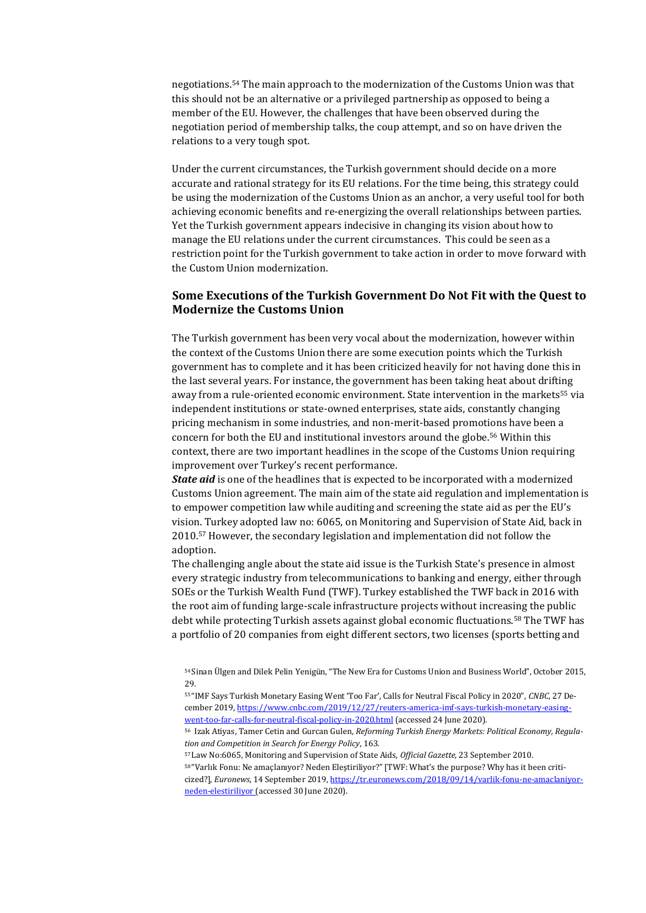negotiations.[54] The main approach to the modernization of the Customs Union was that this should not be an alternative or a privileged partnership as opposed to being a member of the EU. However, the challenges that have been observed during the negotiation period of membership talks, the coup attempt, and so on have driven the relations to a very tough spot.

Under the current circumstances, the Turkish government should decide on a more accurate and rational strategy for its EU relations. For the time being, this strategy could be using the modernization of the Customs Union as an anchor, a very useful tool for both achieving economic benefits and re-energizing the overall relationships between parties. Yet the Turkish government appears indecisive in changing its vision about how to manage the EU relations under the current circumstances. This could be seen as a restriction point for the Turkish government to take action in order to move forward with the Custom Union modernization.

## Some Executions of the Turkish Government Do Not Fit with the Quest to Modernize the Customs Union

The Turkish government has been very vocal about the modernization, however within the context of the Customs Union there are some execution points which the Turkish government has to complete and it has been criticized heavily for not having done this in the last several years. For instance, the government has been taking heat about drifting away from a rule-oriented economic environment. State intervention in the markets[55] via independent institutions or state-owned enterprises, state aids, constantly changing pricing mechanism in some industries, and non-merit-based promotions have been a concern for both the EU and institutional investors around the globe.[56] Within this context, there are two important headlines in the scope of the Customs Union requiring improvement over Turkey's recent performance.

***State aid*** is one of the headlines that is expected to be incorporated with a modernized Customs Union agreement. The main aim of the state aid regulation and implementation is to empower competition law while auditing and screening the state aid as per the EU's vision. Turkey adopted law no: 6065, on Monitoring and Supervision of State Aid, back in 2010.[57] However, the secondary legislation and implementation did not follow the adoption.

The challenging angle about the state aid issue is the Turkish State's presence in almost every strategic industry from telecommunications to banking and energy, either through SOEs or the Turkish Wealth Fund (TWF). Turkey established the TWF back in 2016 with the root aim of funding large-scale infrastructure projects without increasing the public debt while protecting Turkish assets against global economic fluctuations.[58] The TWF has a portfolio of 20 companies from eight different sectors, two licenses (sports betting and

[54] Sinan Ülgen and Dilek Pelin Yenigün, "The New Era for Customs Union and Business World", October 2015, 29.

[55] "IMF Says Turkish Monetary Easing Went 'Too Far', Calls for Neutral Fiscal Policy in 2020", *CNBC*, 27 December 2019, https://www.cnbc.com/2019/12/27/reuters-america-imf-says-turkish-monetary-easing-went-too-far-calls-for-neutral-fiscal-policy-in-2020.html (accessed 24 June 2020).

[56] Izak Atiyas, Tamer Cetin and Gurcan Gulen, *Reforming Turkish Energy Markets: Political Economy, Regulation and Competition in Search for Energy Policy*, 163.

[57] Law No:6065, Monitoring and Supervision of State Aids, *Official Gazette*, 23 September 2010.

[58] "Varlık Fonu: Ne amaçlanıyor? Neden Eleştiriliyor?" [TWF: What's the purpose? Why has it been criticized?], *Euronews*, 14 September 2019, https://tr.euronews.com/2018/09/14/varlik-fonu-ne-amaclaniyor-neden-elestiriliyor (accessed 30 June 2020).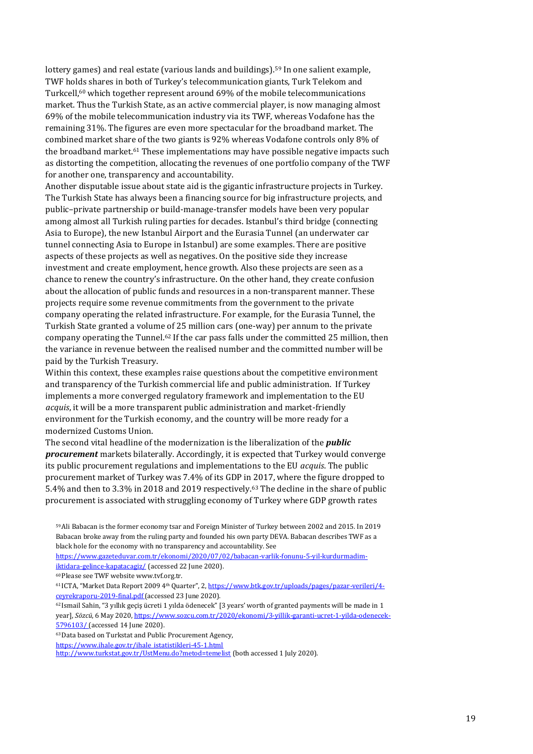lottery games) and real estate (various lands and buildings).[59] In one salient example, TWF holds shares in both of Turkey's telecommunication giants, Turk Telekom and Turkcell,[60] which together represent around 69% of the mobile telecommunications market. Thus the Turkish State, as an active commercial player, is now managing almost 69% of the mobile telecommunication industry via its TWF, whereas Vodafone has the remaining 31%. The figures are even more spectacular for the broadband market. The combined market share of the two giants is 92% whereas Vodafone controls only 8% of the broadband market.[61] These implementations may have possible negative impacts such as distorting the competition, allocating the revenues of one portfolio company of the TWF for another one, transparency and accountability.

Another disputable issue about state aid is the gigantic infrastructure projects in Turkey. The Turkish State has always been a financing source for big infrastructure projects, and public–private partnership or build-manage-transfer models have been very popular among almost all Turkish ruling parties for decades. Istanbul's third bridge (connecting Asia to Europe), the new Istanbul Airport and the Eurasia Tunnel (an underwater car tunnel connecting Asia to Europe in Istanbul) are some examples. There are positive aspects of these projects as well as negatives. On the positive side they increase investment and create employment, hence growth. Also these projects are seen as a chance to renew the country's infrastructure. On the other hand, they create confusion about the allocation of public funds and resources in a non-transparent manner. These projects require some revenue commitments from the government to the private company operating the related infrastructure. For example, for the Eurasia Tunnel, the Turkish State granted a volume of 25 million cars (one-way) per annum to the private company operating the Tunnel.[62] If the car pass falls under the committed 25 million, then the variance in revenue between the realised number and the committed number will be paid by the Turkish Treasury.

Within this context, these examples raise questions about the competitive environment and transparency of the Turkish commercial life and public administration. If Turkey implements a more converged regulatory framework and implementation to the EU *acquis*, it will be a more transparent public administration and market-friendly environment for the Turkish economy, and the country will be more ready for a modernized Customs Union.

The second vital headline of the modernization is the liberalization of the ***public procurement*** markets bilaterally. Accordingly, it is expected that Turkey would converge its public procurement regulations and implementations to the EU *acquis*. The public procurement market of Turkey was 7.4% of its GDP in 2017, where the figure dropped to 5.4% and then to 3.3% in 2018 and 2019 respectively.[63] The decline in the share of public procurement is associated with struggling economy of Turkey where GDP growth rates

---

[59] Ali Babacan is the former economy tsar and Foreign Minister of Turkey between 2002 and 2015. In 2019 Babacan broke away from the ruling party and founded his own party DEVA. Babacan describes TWF as a black hole for the economy with no transparency and accountability. See https://www.gazeteduvar.com.tr/ekonomi/2020/07/02/babacan-varlik-fonunu-5-yil-kurdurmadim-iktidara-gelince-kapatacagiz/ (accessed 22 June 2020).

[60] Please see TWF website www.tvf.org.tr.

[61] ICTA, "Market Data Report 2009 4th Quarter", 2, https://www.btk.gov.tr/uploads/pages/pazar-verileri/4-ceyrekraporu-2019-final.pdf (accessed 23 June 2020).

[62] Ismail Sahin, "3 yıllık geçiş ücreti 1 yılda ödenecek" [3 years' worth of granted payments will be made in 1 year], *Sözcü*, 6 May 2020, https://www.sozcu.com.tr/2020/ekonomi/3-yillik-garanti-ucret-1-yilda-odenecek-5796103/ (accessed 14 June 2020).

[63] Data based on Turkstat and Public Procurement Agency, https://www.ihale.gov.tr/ihale_istatistikleri-45-1.html http://www.turkstat.gov.tr/UstMenu.do?metod=temelist (both accessed 1 July 2020).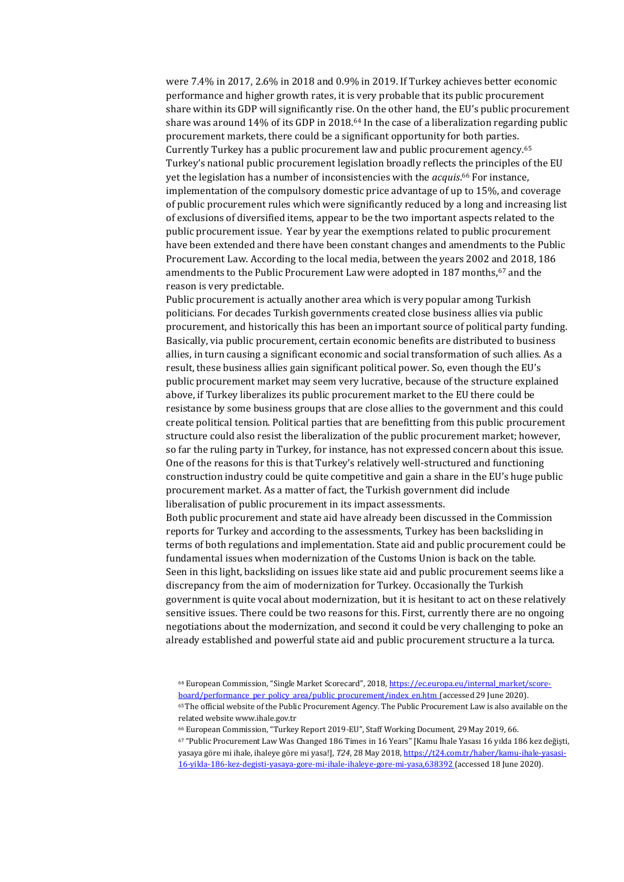were 7.4% in 2017, 2.6% in 2018 and 0.9% in 2019. If Turkey achieves better economic performance and higher growth rates, it is very probable that its public procurement share within its GDP will significantly rise. On the other hand, the EU's public procurement share was around 14% of its GDP in 2018.[64] In the case of a liberalization regarding public procurement markets, there could be a significant opportunity for both parties. Currently Turkey has a public procurement law and public procurement agency.[65] Turkey's national public procurement legislation broadly reflects the principles of the EU yet the legislation has a number of inconsistencies with the *acquis*.[66] For instance, implementation of the compulsory domestic price advantage of up to 15%, and coverage of public procurement rules which were significantly reduced by a long and increasing list of exclusions of diversified items, appear to be the two important aspects related to the public procurement issue. Year by year the exemptions related to public procurement have been extended and there have been constant changes and amendments to the Public Procurement Law. According to the local media, between the years 2002 and 2018, 186 amendments to the Public Procurement Law were adopted in 187 months,[67] and the reason is very predictable.

Public procurement is actually another area which is very popular among Turkish politicians. For decades Turkish governments created close business allies via public procurement, and historically this has been an important source of political party funding. Basically, via public procurement, certain economic benefits are distributed to business allies, in turn causing a significant economic and social transformation of such allies. As a result, these business allies gain significant political power. So, even though the EU's public procurement market may seem very lucrative, because of the structure explained above, if Turkey liberalizes its public procurement market to the EU there could be resistance by some business groups that are close allies to the government and this could create political tension. Political parties that are benefitting from this public procurement structure could also resist the liberalization of the public procurement market; however, so far the ruling party in Turkey, for instance, has not expressed concern about this issue. One of the reasons for this is that Turkey's relatively well-structured and functioning construction industry could be quite competitive and gain a share in the EU's huge public procurement market. As a matter of fact, the Turkish government did include liberalisation of public procurement in its impact assessments.

Both public procurement and state aid have already been discussed in the Commission reports for Turkey and according to the assessments, Turkey has been backsliding in terms of both regulations and implementation. State aid and public procurement could be fundamental issues when modernization of the Customs Union is back on the table. Seen in this light, backsliding on issues like state aid and public procurement seems like a discrepancy from the aim of modernization for Turkey. Occasionally the Turkish government is quite vocal about modernization, but it is hesitant to act on these relatively sensitive issues. There could be two reasons for this. First, currently there are no ongoing negotiations about the modernization, and second it could be very challenging to poke an already established and powerful state aid and public procurement structure a la turca.

---

[64] European Commission, "Single Market Scorecard", 2018, https://ec.europa.eu/internal_market/scoreboard/performance_per_policy_area/public_procurement/index_en.htm (accessed 29 June 2020).

[65] The official website of the Public Procurement Agency. The Public Procurement Law is also available on the related website www.ihale.gov.tr

[66] European Commission, "Turkey Report 2019-EU", Staff Working Document, 29 May 2019, 66.

[67] "Public Procurement Law Was Changed 186 Times in 16 Years" [Kamu İhale Yasası 16 yılda 186 kez değişti, yasaya göre mi ihale, ihaleye göre mi yasa!], *T24*, 28 May 2018, https://t24.com.tr/haber/kamu-ihale-yasasi-16-yilda-186-kez-degisti-yasaya-gore-mi-ihale-ihaleye-gore-mi-yasa,638392 (accessed 18 June 2020).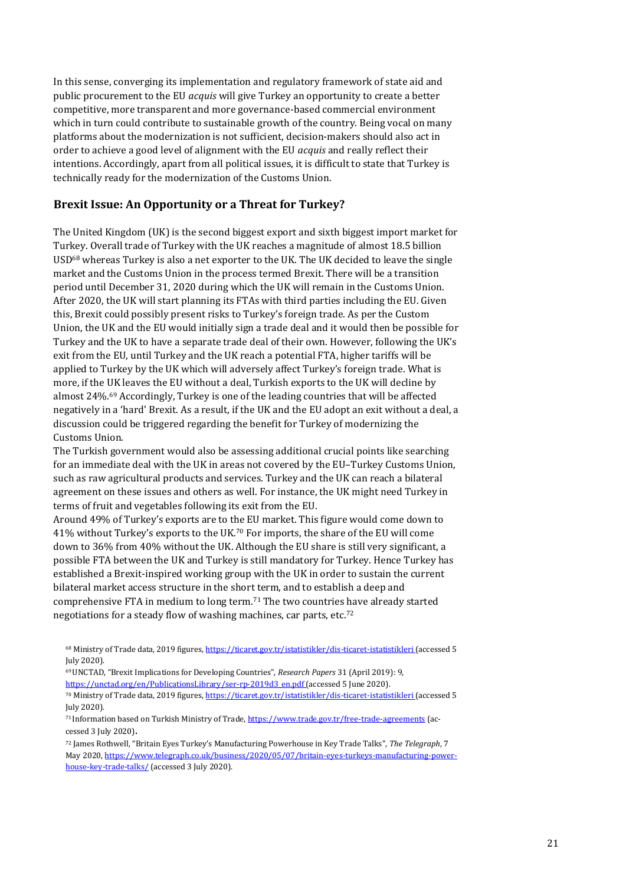In this sense, converging its implementation and regulatory framework of state aid and public procurement to the EU *acquis* will give Turkey an opportunity to create a better competitive, more transparent and more governance-based commercial environment which in turn could contribute to sustainable growth of the country. Being vocal on many platforms about the modernization is not sufficient, decision-makers should also act in order to achieve a good level of alignment with the EU *acquis* and really reflect their intentions. Accordingly, apart from all political issues, it is difficult to state that Turkey is technically ready for the modernization of the Customs Union.

## Brexit Issue: An Opportunity or a Threat for Turkey?

The United Kingdom (UK) is the second biggest export and sixth biggest import market for Turkey. Overall trade of Turkey with the UK reaches a magnitude of almost 18.5 billion USD[68] whereas Turkey is also a net exporter to the UK. The UK decided to leave the single market and the Customs Union in the process termed Brexit. There will be a transition period until December 31, 2020 during which the UK will remain in the Customs Union. After 2020, the UK will start planning its FTAs with third parties including the EU. Given this, Brexit could possibly present risks to Turkey's foreign trade. As per the Custom Union, the UK and the EU would initially sign a trade deal and it would then be possible for Turkey and the UK to have a separate trade deal of their own. However, following the UK's exit from the EU, until Turkey and the UK reach a potential FTA, higher tariffs will be applied to Turkey by the UK which will adversely affect Turkey's foreign trade. What is more, if the UK leaves the EU without a deal, Turkish exports to the UK will decline by almost 24%.[69] Accordingly, Turkey is one of the leading countries that will be affected negatively in a 'hard' Brexit. As a result, if the UK and the EU adopt an exit without a deal, a discussion could be triggered regarding the benefit for Turkey of modernizing the Customs Union.

The Turkish government would also be assessing additional crucial points like searching for an immediate deal with the UK in areas not covered by the EU–Turkey Customs Union, such as raw agricultural products and services. Turkey and the UK can reach a bilateral agreement on these issues and others as well. For instance, the UK might need Turkey in terms of fruit and vegetables following its exit from the EU.

Around 49% of Turkey's exports are to the EU market. This figure would come down to 41% without Turkey's exports to the UK.[70] For imports, the share of the EU will come down to 36% from 40% without the UK. Although the EU share is still very significant, a possible FTA between the UK and Turkey is still mandatory for Turkey. Hence Turkey has established a Brexit-inspired working group with the UK in order to sustain the current bilateral market access structure in the short term, and to establish a deep and comprehensive FTA in medium to long term.[71] The two countries have already started negotiations for a steady flow of washing machines, car parts, etc.[72]

[68] Ministry of Trade data, 2019 figures, https://ticaret.gov.tr/istatistikler/dis-ticaret-istatistikleri (accessed 5 July 2020).

[69] UNCTAD, "Brexit Implications for Developing Countries", *Research Papers* 31 (April 2019): 9, https://unctad.org/en/PublicationsLibrary/ser-rp-2019d3_en.pdf (accessed 5 June 2020).

[70] Ministry of Trade data, 2019 figures, https://ticaret.gov.tr/istatistikler/dis-ticaret-istatistikleri (accessed 5 July 2020).

[71] Information based on Turkish Ministry of Trade, https://www.trade.gov.tr/free-trade-agreements (accessed 3 July 2020).

[72] James Rothwell, "Britain Eyes Turkey's Manufacturing Powerhouse in Key Trade Talks", *The Telegraph*, 7 May 2020, https://www.telegraph.co.uk/business/2020/05/07/britain-eyes-turkeys-manufacturing-powerhouse-key-trade-talks/ (accessed 3 July 2020).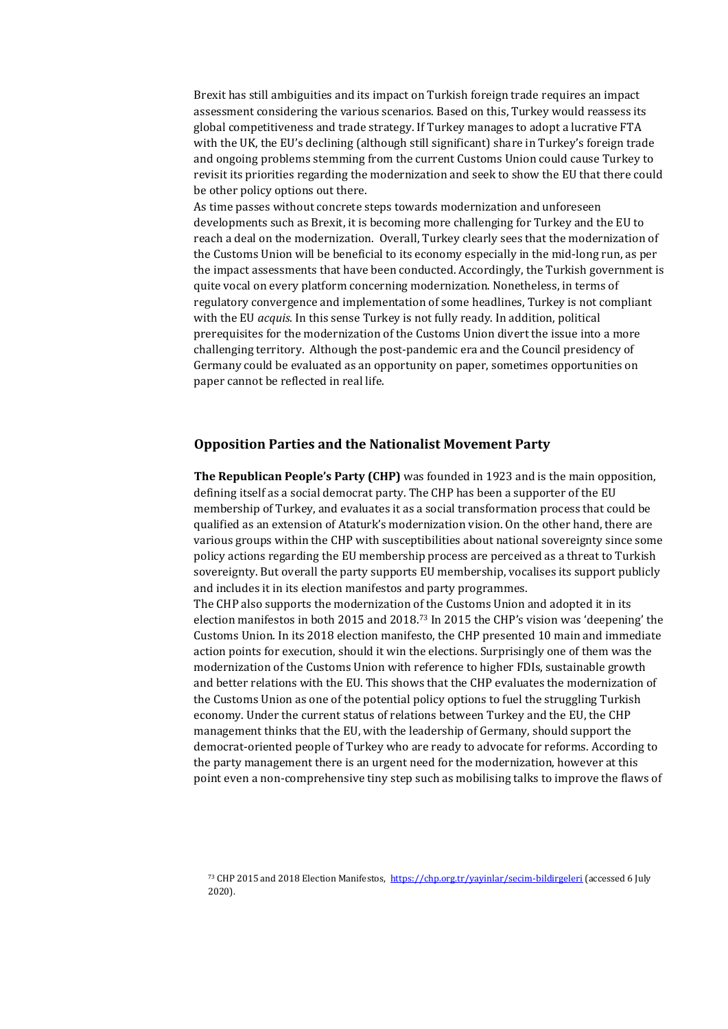Brexit has still ambiguities and its impact on Turkish foreign trade requires an impact assessment considering the various scenarios. Based on this, Turkey would reassess its global competitiveness and trade strategy. If Turkey manages to adopt a lucrative FTA with the UK, the EU's declining (although still significant) share in Turkey's foreign trade and ongoing problems stemming from the current Customs Union could cause Turkey to revisit its priorities regarding the modernization and seek to show the EU that there could be other policy options out there.

As time passes without concrete steps towards modernization and unforeseen developments such as Brexit, it is becoming more challenging for Turkey and the EU to reach a deal on the modernization. Overall, Turkey clearly sees that the modernization of the Customs Union will be beneficial to its economy especially in the mid-long run, as per the impact assessments that have been conducted. Accordingly, the Turkish government is quite vocal on every platform concerning modernization. Nonetheless, in terms of regulatory convergence and implementation of some headlines, Turkey is not compliant with the EU *acquis*. In this sense Turkey is not fully ready. In addition, political prerequisites for the modernization of the Customs Union divert the issue into a more challenging territory. Although the post-pandemic era and the Council presidency of Germany could be evaluated as an opportunity on paper, sometimes opportunities on paper cannot be reflected in real life.

## Opposition Parties and the Nationalist Movement Party

**The Republican People's Party (CHP)** was founded in 1923 and is the main opposition, defining itself as a social democrat party. The CHP has been a supporter of the EU membership of Turkey, and evaluates it as a social transformation process that could be qualified as an extension of Ataturk's modernization vision. On the other hand, there are various groups within the CHP with susceptibilities about national sovereignty since some policy actions regarding the EU membership process are perceived as a threat to Turkish sovereignty. But overall the party supports EU membership, vocalises its support publicly and includes it in its election manifestos and party programmes.

The CHP also supports the modernization of the Customs Union and adopted it in its election manifestos in both 2015 and 2018.[73] In 2015 the CHP's vision was 'deepening' the Customs Union. In its 2018 election manifesto, the CHP presented 10 main and immediate action points for execution, should it win the elections. Surprisingly one of them was the modernization of the Customs Union with reference to higher FDIs, sustainable growth and better relations with the EU. This shows that the CHP evaluates the modernization of the Customs Union as one of the potential policy options to fuel the struggling Turkish economy. Under the current status of relations between Turkey and the EU, the CHP management thinks that the EU, with the leadership of Germany, should support the democrat-oriented people of Turkey who are ready to advocate for reforms. According to the party management there is an urgent need for the modernization, however at this point even a non-comprehensive tiny step such as mobilising talks to improve the flaws of

[73] CHP 2015 and 2018 Election Manifestos, https://chp.org.tr/yayinlar/secim-bildirgeleri (accessed 6 July 2020).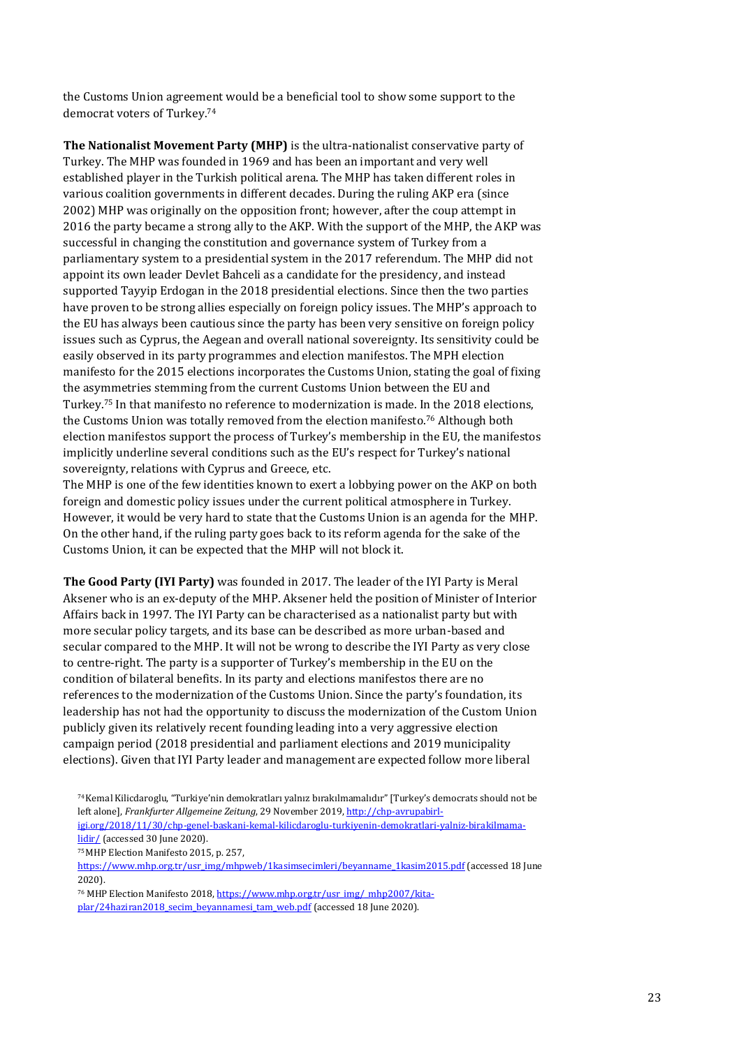the Customs Union agreement would be a beneficial tool to show some support to the democrat voters of Turkey.[74]

**The Nationalist Movement Party (MHP)** is the ultra-nationalist conservative party of Turkey. The MHP was founded in 1969 and has been an important and very well established player in the Turkish political arena. The MHP has taken different roles in various coalition governments in different decades. During the ruling AKP era (since 2002) MHP was originally on the opposition front; however, after the coup attempt in 2016 the party became a strong ally to the AKP. With the support of the MHP, the AKP was successful in changing the constitution and governance system of Turkey from a parliamentary system to a presidential system in the 2017 referendum. The MHP did not appoint its own leader Devlet Bahceli as a candidate for the presidency, and instead supported Tayyip Erdogan in the 2018 presidential elections. Since then the two parties have proven to be strong allies especially on foreign policy issues. The MHP's approach to the EU has always been cautious since the party has been very sensitive on foreign policy issues such as Cyprus, the Aegean and overall national sovereignty. Its sensitivity could be easily observed in its party programmes and election manifestos. The MPH election manifesto for the 2015 elections incorporates the Customs Union, stating the goal of fixing the asymmetries stemming from the current Customs Union between the EU and Turkey.[75] In that manifesto no reference to modernization is made. In the 2018 elections, the Customs Union was totally removed from the election manifesto.[76] Although both election manifestos support the process of Turkey's membership in the EU, the manifestos implicitly underline several conditions such as the EU's respect for Turkey's national sovereignty, relations with Cyprus and Greece, etc.
The MHP is one of the few identities known to exert a lobbying power on the AKP on both foreign and domestic policy issues under the current political atmosphere in Turkey. However, it would be very hard to state that the Customs Union is an agenda for the MHP. On the other hand, if the ruling party goes back to its reform agenda for the sake of the Customs Union, it can be expected that the MHP will not block it.

**The Good Party (IYI Party)** was founded in 2017. The leader of the IYI Party is Meral Aksener who is an ex-deputy of the MHP. Aksener held the position of Minister of Interior Affairs back in 1997. The IYI Party can be characterised as a nationalist party but with more secular policy targets, and its base can be described as more urban-based and secular compared to the MHP. It will not be wrong to describe the IYI Party as very close to centre-right. The party is a supporter of Turkey's membership in the EU on the condition of bilateral benefits. In its party and elections manifestos there are no references to the modernization of the Customs Union. Since the party's foundation, its leadership has not had the opportunity to discuss the modernization of the Custom Union publicly given its relatively recent founding leading into a very aggressive election campaign period (2018 presidential and parliament elections and 2019 municipality elections). Given that IYI Party leader and management are expected follow more liberal

[74] Kemal Kilicdaroglu, "Turkiye'nin demokratları yalnız bırakılmamalıdır" [Turkey's democrats should not be left alone], *Frankfurter Allgemeine Zeitung*, 29 November 2019, http://chp-avrupabirl-igi.org/2018/11/30/chp-genel-baskani-kemal-kilicdaroglu-turkiyenin-demokratlari-yalniz-birakilmama-lidir/ (accessed 30 June 2020).

[75] MHP Election Manifesto 2015, p. 257, https://www.mhp.org.tr/usr_img/mhpweb/1kasimsecimleri/beyanname_1kasim2015.pdf (accessed 18 June 2020).

[76] MHP Election Manifesto 2018, https://www.mhp.org.tr/usr_img/_mhp2007/kita-plar/24haziran2018_secim_beyannamesi_tam_web.pdf (accessed 18 June 2020).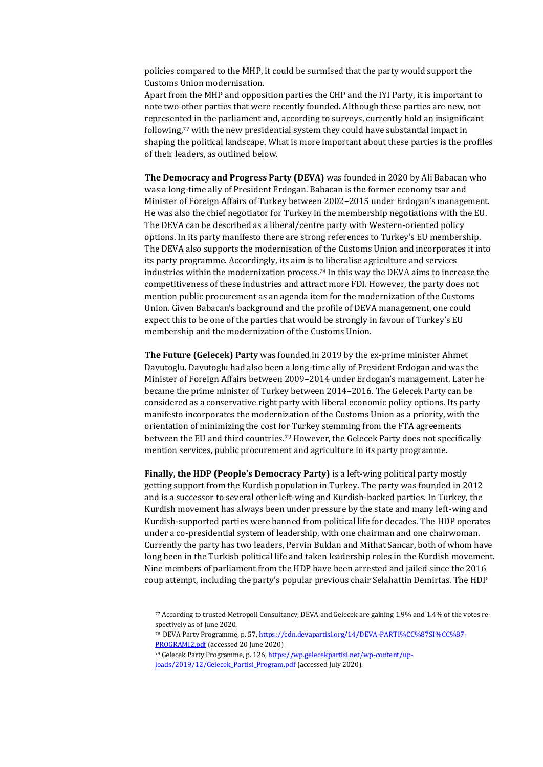policies compared to the MHP, it could be surmised that the party would support the Customs Union modernisation.

Apart from the MHP and opposition parties the CHP and the IYI Party, it is important to note two other parties that were recently founded. Although these parties are new, not represented in the parliament and, according to surveys, currently hold an insignificant following,[77] with the new presidential system they could have substantial impact in shaping the political landscape. What is more important about these parties is the profiles of their leaders, as outlined below.

**The Democracy and Progress Party (DEVA)** was founded in 2020 by Ali Babacan who was a long-time ally of President Erdogan. Babacan is the former economy tsar and Minister of Foreign Affairs of Turkey between 2002–2015 under Erdogan's management. He was also the chief negotiator for Turkey in the membership negotiations with the EU. The DEVA can be described as a liberal/centre party with Western-oriented policy options. In its party manifesto there are strong references to Turkey's EU membership. The DEVA also supports the modernisation of the Customs Union and incorporates it into its party programme. Accordingly, its aim is to liberalise agriculture and services industries within the modernization process.[78] In this way the DEVA aims to increase the competitiveness of these industries and attract more FDI. However, the party does not mention public procurement as an agenda item for the modernization of the Customs Union. Given Babacan's background and the profile of DEVA management, one could expect this to be one of the parties that would be strongly in favour of Turkey's EU membership and the modernization of the Customs Union.

**The Future (Gelecek) Party** was founded in 2019 by the ex-prime minister Ahmet Davutoglu. Davutoglu had also been a long-time ally of President Erdogan and was the Minister of Foreign Affairs between 2009–2014 under Erdogan's management. Later he became the prime minister of Turkey between 2014–2016. The Gelecek Party can be considered as a conservative right party with liberal economic policy options. Its party manifesto incorporates the modernization of the Customs Union as a priority, with the orientation of minimizing the cost for Turkey stemming from the FTA agreements between the EU and third countries.[79] However, the Gelecek Party does not specifically mention services, public procurement and agriculture in its party programme.

**Finally, the HDP (People's Democracy Party)** is a left-wing political party mostly getting support from the Kurdish population in Turkey. The party was founded in 2012 and is a successor to several other left-wing and Kurdish-backed parties. In Turkey, the Kurdish movement has always been under pressure by the state and many left-wing and Kurdish-supported parties were banned from political life for decades. The HDP operates under a co-presidential system of leadership, with one chairman and one chairwoman. Currently the party has two leaders, Pervin Buldan and Mithat Sancar, both of whom have long been in the Turkish political life and taken leadership roles in the Kurdish movement. Nine members of parliament from the HDP have been arrested and jailed since the 2016 coup attempt, including the party's popular previous chair Selahattin Demirtas. The HDP

[77] According to trusted Metropoll Consultancy, DEVA and Gelecek are gaining 1.9% and 1.4% of the votes respectively as of June 2020.

[78] DEVA Party Programme, p. 57, https://cdn.devapartisi.org/14/DEVA-PARTI%CC%87SI%CC%87-PROGRAMI2.pdf (accessed 20 June 2020)

[79] Gelecek Party Programme, p. 126, https://wp.gelecekpartisi.net/wp-content/uploads/2019/12/Gelecek_Partisi_Program.pdf (accessed July 2020).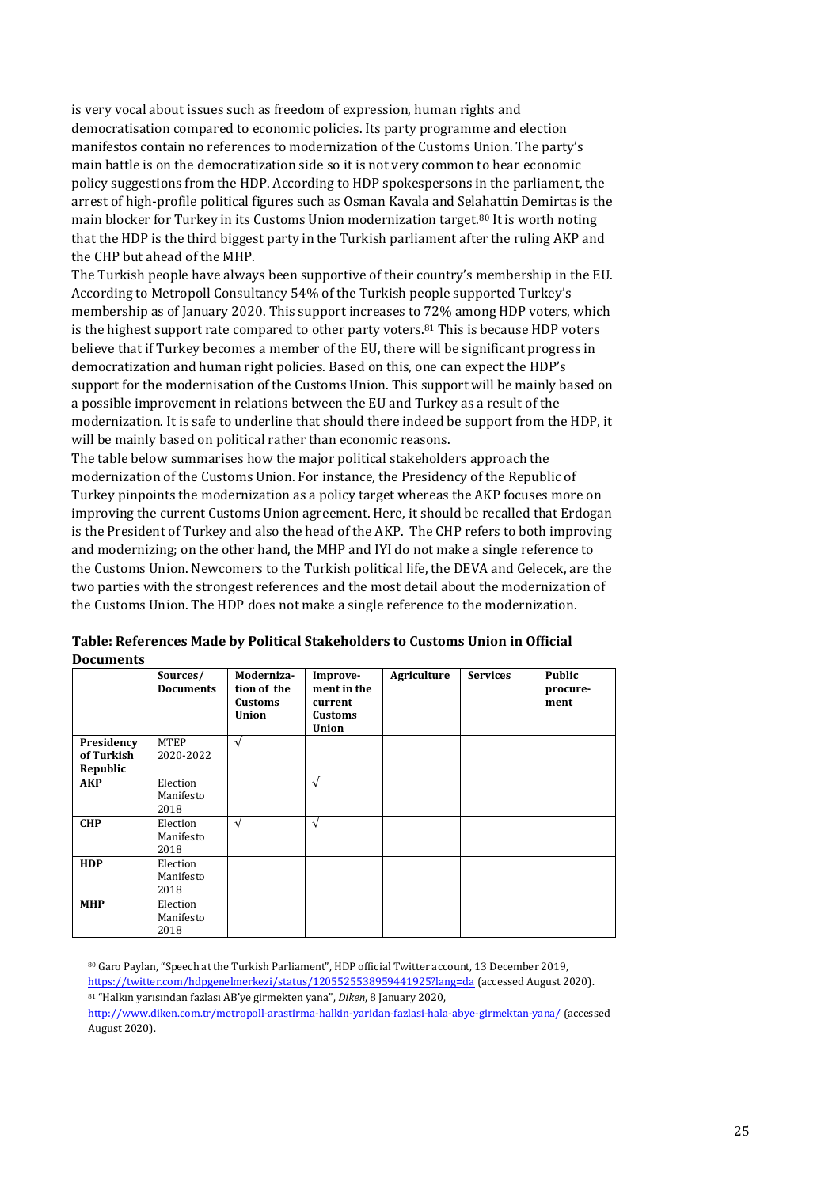is very vocal about issues such as freedom of expression, human rights and democratisation compared to economic policies. Its party programme and election manifestos contain no references to modernization of the Customs Union. The party's main battle is on the democratization side so it is not very common to hear economic policy suggestions from the HDP. According to HDP spokespersons in the parliament, the arrest of high-profile political figures such as Osman Kavala and Selahattin Demirtas is the main blocker for Turkey in its Customs Union modernization target.[80] It is worth noting that the HDP is the third biggest party in the Turkish parliament after the ruling AKP and the CHP but ahead of the MHP.

The Turkish people have always been supportive of their country's membership in the EU. According to Metropoll Consultancy 54% of the Turkish people supported Turkey's membership as of January 2020. This support increases to 72% among HDP voters, which is the highest support rate compared to other party voters.[81] This is because HDP voters believe that if Turkey becomes a member of the EU, there will be significant progress in democratization and human right policies. Based on this, one can expect the HDP's support for the modernisation of the Customs Union. This support will be mainly based on a possible improvement in relations between the EU and Turkey as a result of the modernization. It is safe to underline that should there indeed be support from the HDP, it will be mainly based on political rather than economic reasons.

The table below summarises how the major political stakeholders approach the modernization of the Customs Union. For instance, the Presidency of the Republic of Turkey pinpoints the modernization as a policy target whereas the AKP focuses more on improving the current Customs Union agreement. Here, it should be recalled that Erdogan is the President of Turkey and also the head of the AKP. The CHP refers to both improving and modernizing; on the other hand, the MHP and IYI do not make a single reference to the Customs Union. Newcomers to the Turkish political life, the DEVA and Gelecek, are the two parties with the strongest references and the most detail about the modernization of the Customs Union. The HDP does not make a single reference to the modernization.

**Table: References Made by Political Stakeholders to Customs Union in Official Documents**

| | Sources/ Documents | Modernization of the Customs Union | Improvement in the current Customs Union | Agriculture | Services | Public procurement |
|---|---|---|---|---|---|---|
| **Presidency of Turkish Republic** | MTEP 2020-2022 | √ | | | | |
| **AKP** | Election Manifesto 2018 | | √ | | | |
| **CHP** | Election Manifesto 2018 | √ | √ | | | |
| **HDP** | Election Manifesto 2018 | | | | | |
| **MHP** | Election Manifesto 2018 | | | | | |

[80] Garo Paylan, "Speech at the Turkish Parliament", HDP official Twitter account, 13 December 2019, https://twitter.com/hdpgenelmerkezi/status/1205525538959441925?lang=da (accessed August 2020).

[81] "Halkın yarısından fazlası AB'ye girmekten yana", *Diken*, 8 January 2020, http://www.diken.com.tr/metropoll-arastirma-halkin-yaridan-fazlasi-hala-abye-girmektan-yana/ (accessed August 2020).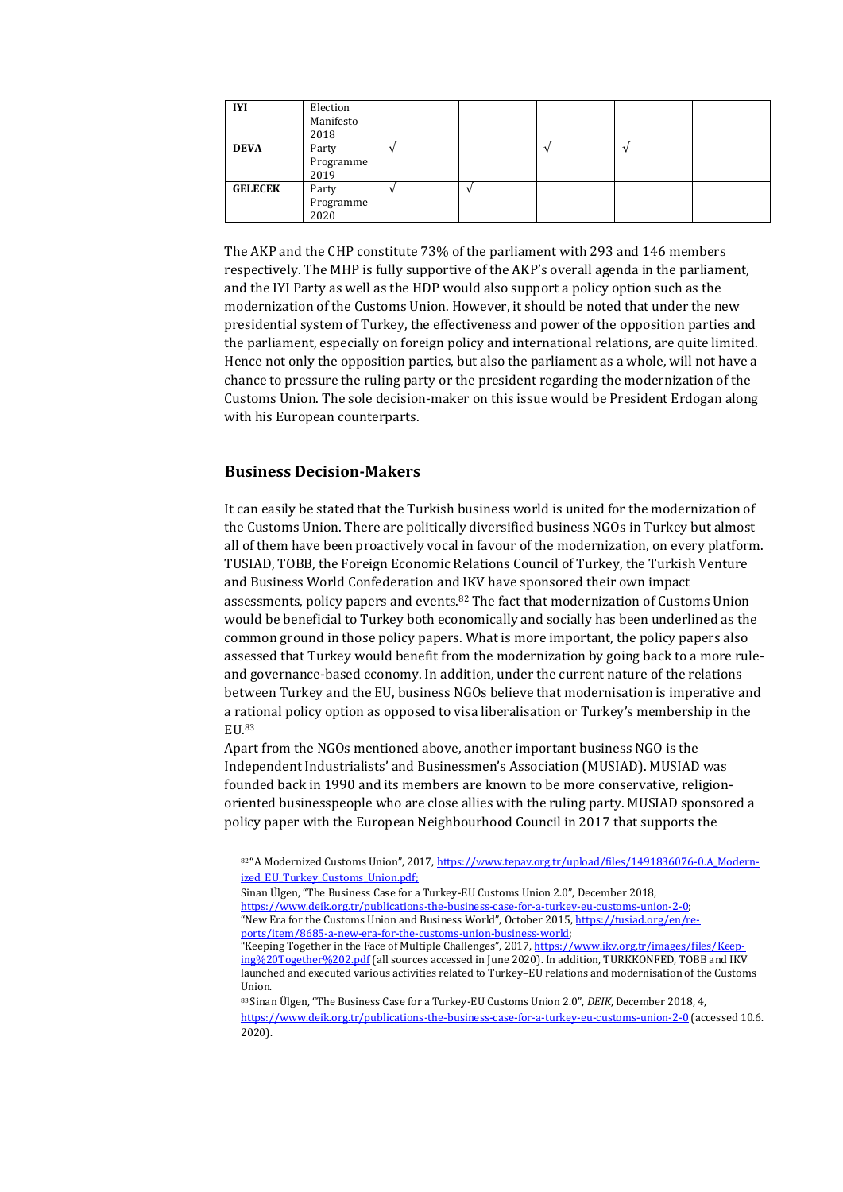| IYI | Election Manifesto 2018 | | | | | |
|---|---|---|---|---|---|---|
| DEVA | Party Programme 2019 | √ | | √ | √ | |
| GELECEK | Party Programme 2020 | √ | √ | | | |

The AKP and the CHP constitute 73% of the parliament with 293 and 146 members respectively. The MHP is fully supportive of the AKP's overall agenda in the parliament, and the IYI Party as well as the HDP would also support a policy option such as the modernization of the Customs Union. However, it should be noted that under the new presidential system of Turkey, the effectiveness and power of the opposition parties and the parliament, especially on foreign policy and international relations, are quite limited. Hence not only the opposition parties, but also the parliament as a whole, will not have a chance to pressure the ruling party or the president regarding the modernization of the Customs Union. The sole decision-maker on this issue would be President Erdogan along with his European counterparts.

### Business Decision-Makers

It can easily be stated that the Turkish business world is united for the modernization of the Customs Union. There are politically diversified business NGOs in Turkey but almost all of them have been proactively vocal in favour of the modernization, on every platform. TUSIAD, TOBB, the Foreign Economic Relations Council of Turkey, the Turkish Venture and Business World Confederation and IKV have sponsored their own impact assessments, policy papers and events.[82] The fact that modernization of Customs Union would be beneficial to Turkey both economically and socially has been underlined as the common ground in those policy papers. What is more important, the policy papers also assessed that Turkey would benefit from the modernization by going back to a more rule- and governance-based economy. In addition, under the current nature of the relations between Turkey and the EU, business NGOs believe that modernisation is imperative and a rational policy option as opposed to visa liberalisation or Turkey's membership in the EU.[83]

Apart from the NGOs mentioned above, another important business NGO is the Independent Industrialists' and Businessmen's Association (MUSIAD). MUSIAD was founded back in 1990 and its members are known to be more conservative, religion-oriented businesspeople who are close allies with the ruling party. MUSIAD sponsored a policy paper with the European Neighbourhood Council in 2017 that supports the

[82] "A Modernized Customs Union", 2017, https://www.tepav.org.tr/upload/files/1491836076-0.A_Modernized_EU_Turkey_Customs_Union.pdf;
Sinan Ülgen, "The Business Case for a Turkey-EU Customs Union 2.0", December 2018, https://www.deik.org.tr/publications-the-business-case-for-a-turkey-eu-customs-union-2-0;
"New Era for the Customs Union and Business World", October 2015, https://tusiad.org/en/reports/item/8685-a-new-era-for-the-customs-union-business-world;
"Keeping Together in the Face of Multiple Challenges", 2017, https://www.ikv.org.tr/images/files/Keeping%20Together%202.pdf (all sources accessed in June 2020). In addition, TURKKONFED, TOBB and IKV launched and executed various activities related to Turkey–EU relations and modernization of the Customs Union.

[83] Sinan Ülgen, "The Business Case for a Turkey-EU Customs Union 2.0", *DEIK*, December 2018, 4, https://www.deik.org.tr/publications-the-business-case-for-a-turkey-eu-customs-union-2-0 (accessed 10.6.2020).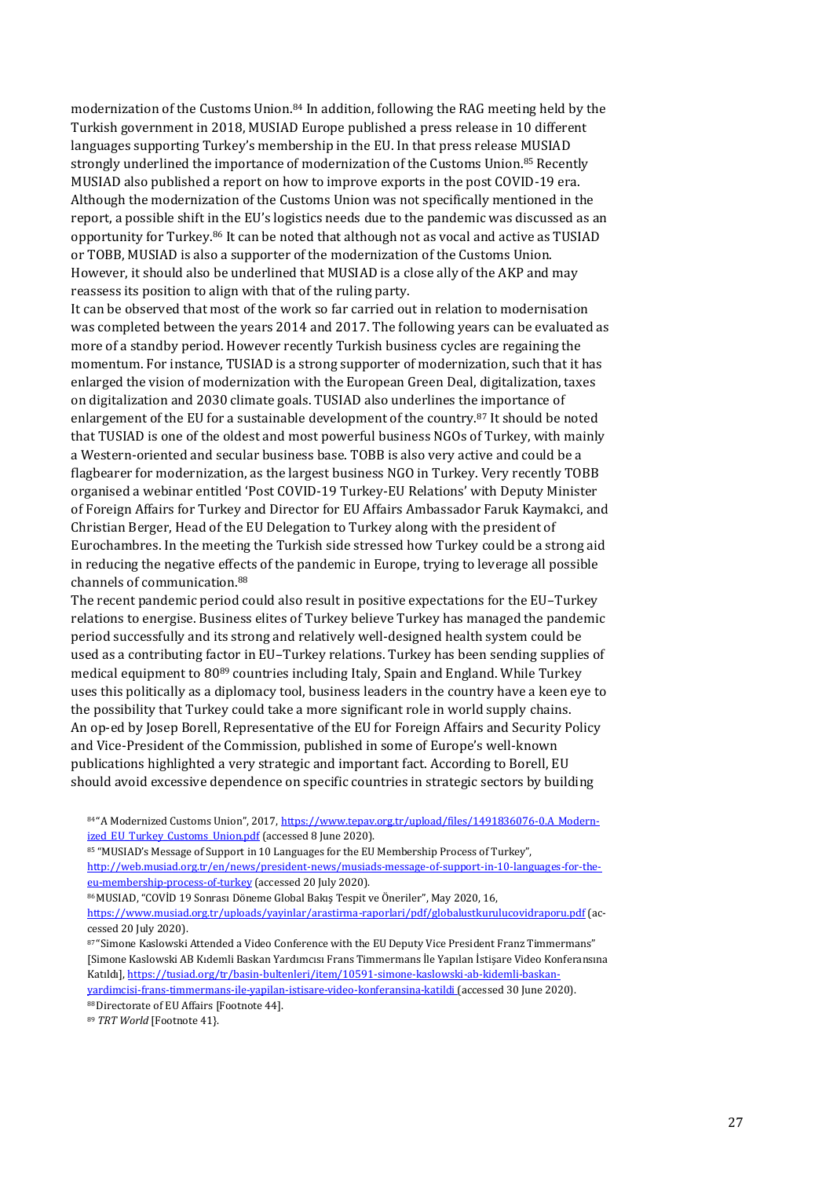modernization of the Customs Union.[84] In addition, following the RAG meeting held by the Turkish government in 2018, MUSIAD Europe published a press release in 10 different languages supporting Turkey's membership in the EU. In that press release MUSIAD strongly underlined the importance of modernization of the Customs Union.[85] Recently MUSIAD also published a report on how to improve exports in the post COVID-19 era. Although the modernization of the Customs Union was not specifically mentioned in the report, a possible shift in the EU's logistics needs due to the pandemic was discussed as an opportunity for Turkey.[86] It can be noted that although not as vocal and active as TUSIAD or TOBB, MUSIAD is also a supporter of the modernization of the Customs Union. However, it should also be underlined that MUSIAD is a close ally of the AKP and may reassess its position to align with that of the ruling party.

It can be observed that most of the work so far carried out in relation to modernisation was completed between the years 2014 and 2017. The following years can be evaluated as more of a standby period. However recently Turkish business cycles are regaining the momentum. For instance, TUSIAD is a strong supporter of modernization, such that it has enlarged the vision of modernization with the European Green Deal, digitalization, taxes on digitalization and 2030 climate goals. TUSIAD also underlines the importance of enlargement of the EU for a sustainable development of the country.[87] It should be noted that TUSIAD is one of the oldest and most powerful business NGOs of Turkey, with mainly a Western-oriented and secular business base. TOBB is also very active and could be a flagbearer for modernization, as the largest business NGO in Turkey. Very recently TOBB organised a webinar entitled 'Post COVID-19 Turkey-EU Relations' with Deputy Minister of Foreign Affairs for Turkey and Director for EU Affairs Ambassador Faruk Kaymakci, and Christian Berger, Head of the EU Delegation to Turkey along with the president of Eurochambres. In the meeting the Turkish side stressed how Turkey could be a strong aid in reducing the negative effects of the pandemic in Europe, trying to leverage all possible channels of communication.[88]

The recent pandemic period could also result in positive expectations for the EU–Turkey relations to energise. Business elites of Turkey believe Turkey has managed the pandemic period successfully and its strong and relatively well-designed health system could be used as a contributing factor in EU–Turkey relations. Turkey has been sending supplies of medical equipment to 80[89] countries including Italy, Spain and England. While Turkey uses this politically as a diplomacy tool, business leaders in the country have a keen eye to the possibility that Turkey could take a more significant role in world supply chains. An op-ed by Josep Borell, Representative of the EU for Foreign Affairs and Security Policy and Vice-President of the Commission, published in some of Europe's well-known publications highlighted a very strategic and important fact. According to Borell, EU should avoid excessive dependence on specific countries in strategic sectors by building

[84] "A Modernized Customs Union", 2017, https://www.tepav.org.tr/upload/files/1491836076-0.A_Modernized_EU_Turkey_Customs_Union.pdf (accessed 8 June 2020).

[85] "MUSIAD's Message of Support in 10 Languages for the EU Membership Process of Turkey", http://web.musiad.org.tr/en/news/president-news/musiads-message-of-support-in-10-languages-for-the-eu-membership-process-of-turkey (accessed 20 July 2020).

[86] MUSIAD, "COVİD 19 Sonrası Döneme Global Bakış Tespit ve Öneriler", May 2020, 16, https://www.musiad.org.tr/uploads/yayinlar/arastirma-raporlari/pdf/globalustkurulucovidraporu.pdf (accessed 20 July 2020).

[87] "Simone Kaslowski Attended a Video Conference with the EU Deputy Vice President Franz Timmermans" [Simone Kaslowski AB Kıdemli Baskan Yardımcısı Frans Timmermans İle Yapılan İstişare Video Konferansına Katıldı], https://tusiad.org/tr/basin-bultenleri/item/10591-simone-kaslowski-ab-kidemli-baskan-yardimcisi-frans-timmermans-ile-yapilan-istisare-video-konferansina-katildi (accessed 30 June 2020).

[88] Directorate of EU Affairs [Footnote 44].

[89] *TRT World* [Footnote 41}.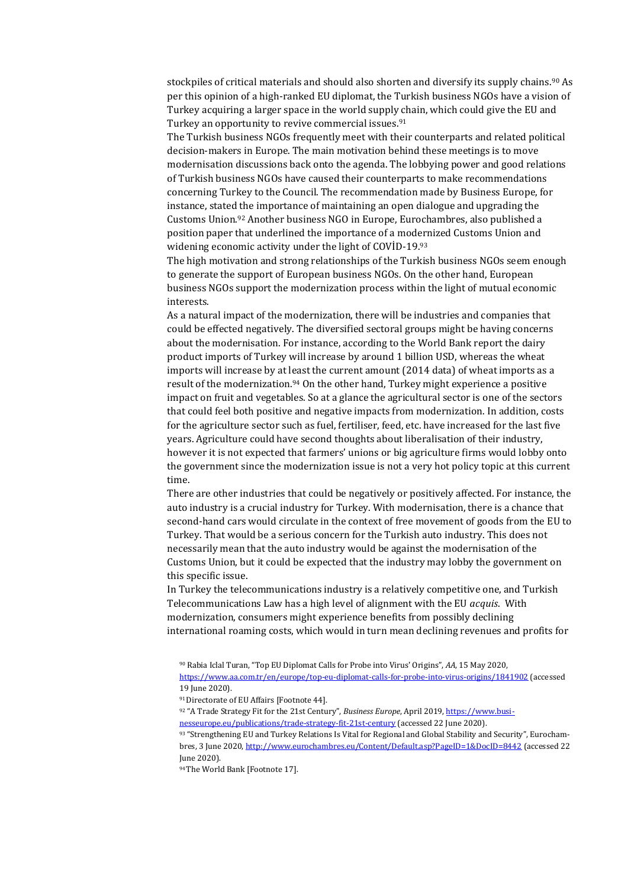stockpiles of critical materials and should also shorten and diversify its supply chains.[90] As per this opinion of a high-ranked EU diplomat, the Turkish business NGOs have a vision of Turkey acquiring a larger space in the world supply chain, which could give the EU and Turkey an opportunity to revive commercial issues.[91]

The Turkish business NGOs frequently meet with their counterparts and related political decision-makers in Europe. The main motivation behind these meetings is to move modernisation discussions back onto the agenda. The lobbying power and good relations of Turkish business NGOs have caused their counterparts to make recommendations concerning Turkey to the Council. The recommendation made by Business Europe, for instance, stated the importance of maintaining an open dialogue and upgrading the Customs Union.[92] Another business NGO in Europe, Eurochambres, also published a position paper that underlined the importance of a modernized Customs Union and widening economic activity under the light of COVİD-19.[93]

The high motivation and strong relationships of the Turkish business NGOs seem enough to generate the support of European business NGOs. On the other hand, European business NGOs support the modernization process within the light of mutual economic interests.

As a natural impact of the modernization, there will be industries and companies that could be effected negatively. The diversified sectoral groups might be having concerns about the modernisation. For instance, according to the World Bank report the dairy product imports of Turkey will increase by around 1 billion USD, whereas the wheat imports will increase by at least the current amount (2014 data) of wheat imports as a result of the modernization.[94] On the other hand, Turkey might experience a positive impact on fruit and vegetables. So at a glance the agricultural sector is one of the sectors that could feel both positive and negative impacts from modernization. In addition, costs for the agriculture sector such as fuel, fertiliser, feed, etc. have increased for the last five years. Agriculture could have second thoughts about liberalisation of their industry, however it is not expected that farmers' unions or big agriculture firms would lobby onto the government since the modernization issue is not a very hot policy topic at this current time.

There are other industries that could be negatively or positively affected. For instance, the auto industry is a crucial industry for Turkey. With modernisation, there is a chance that second-hand cars would circulate in the context of free movement of goods from the EU to Turkey. That would be a serious concern for the Turkish auto industry. This does not necessarily mean that the auto industry would be against the modernisation of the Customs Union, but it could be expected that the industry may lobby the government on this specific issue.

In Turkey the telecommunications industry is a relatively competitive one, and Turkish Telecommunications Law has a high level of alignment with the EU *acquis*. With modernization, consumers might experience benefits from possibly declining international roaming costs, which would in turn mean declining revenues and profits for

[90] Rabia Iclal Turan, "Top EU Diplomat Calls for Probe into Virus' Origins", *AA*, 15 May 2020, https://www.aa.com.tr/en/europe/top-eu-diplomat-calls-for-probe-into-virus-origins/1841902 (accessed 19 June 2020).

[91] Directorate of EU Affairs [Footnote 44].

[92] "A Trade Strategy Fit for the 21st Century", *Business Europe*, April 2019, https://www.businesseurope.eu/publications/trade-strategy-fit-21st-century (accessed 22 June 2020).

[93] "Strengthening EU and Turkey Relations Is Vital for Regional and Global Stability and Security", Eurochambres, 3 June 2020, http://www.eurochambres.eu/Content/Default.asp?PageID=1&DocID=8442 (accessed 22 June 2020).

[94] The World Bank [Footnote 17].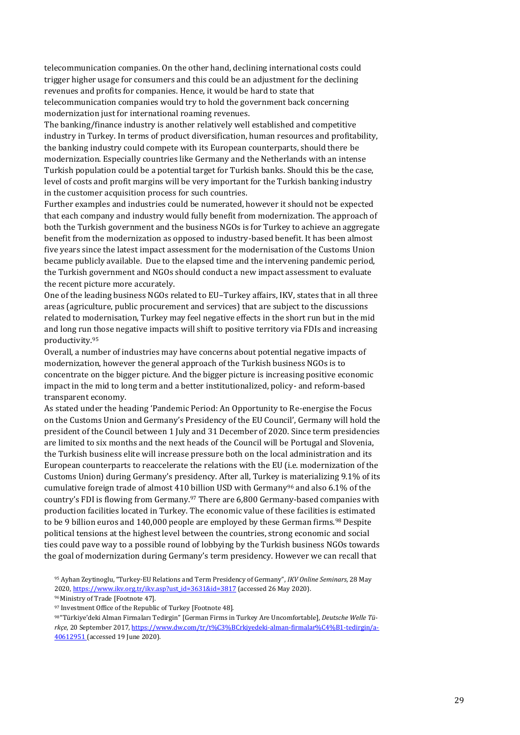telecommunication companies. On the other hand, declining international costs could trigger higher usage for consumers and this could be an adjustment for the declining revenues and profits for companies. Hence, it would be hard to state that telecommunication companies would try to hold the government back concerning modernization just for international roaming revenues.

The banking/finance industry is another relatively well established and competitive industry in Turkey. In terms of product diversification, human resources and profitability, the banking industry could compete with its European counterparts, should there be modernization. Especially countries like Germany and the Netherlands with an intense Turkish population could be a potential target for Turkish banks. Should this be the case, level of costs and profit margins will be very important for the Turkish banking industry in the customer acquisition process for such countries.

Further examples and industries could be numerated, however it should not be expected that each company and industry would fully benefit from modernization. The approach of both the Turkish government and the business NGOs is for Turkey to achieve an aggregate benefit from the modernization as opposed to industry-based benefit. It has been almost five years since the latest impact assessment for the modernisation of the Customs Union became publicly available. Due to the elapsed time and the intervening pandemic period, the Turkish government and NGOs should conduct a new impact assessment to evaluate the recent picture more accurately.

One of the leading business NGOs related to EU–Turkey affairs, IKV, states that in all three areas (agriculture, public procurement and services) that are subject to the discussions related to modernisation, Turkey may feel negative effects in the short run but in the mid and long run those negative impacts will shift to positive territory via FDIs and increasing productivity.[95]

Overall, a number of industries may have concerns about potential negative impacts of modernization, however the general approach of the Turkish business NGOs is to concentrate on the bigger picture. And the bigger picture is increasing positive economic impact in the mid to long term and a better institutionalized, policy- and reform-based transparent economy.

As stated under the heading 'Pandemic Period: An Opportunity to Re-energise the Focus on the Customs Union and Germany's Presidency of the EU Council', Germany will hold the president of the Council between 1 July and 31 December of 2020. Since term presidencies are limited to six months and the next heads of the Council will be Portugal and Slovenia, the Turkish business elite will increase pressure both on the local administration and its European counterparts to reaccelerate the relations with the EU (i.e. modernization of the Customs Union) during Germany's presidency. After all, Turkey is materializing 9.1% of its cumulative foreign trade of almost 410 billion USD with Germany[96] and also 6.1% of the country's FDI is flowing from Germany.[97] There are 6,800 Germany-based companies with production facilities located in Turkey. The economic value of these facilities is estimated to be 9 billion euros and 140,000 people are employed by these German firms.[98] Despite political tensions at the highest level between the countries, strong economic and social ties could pave way to a possible round of lobbying by the Turkish business NGOs towards the goal of modernization during Germany's term presidency. However we can recall that

[95] Ayhan Zeytinoglu, "Turkey-EU Relations and Term Presidency of Germany", *IKV Online Seminars*, 28 May 2020, https://www.ikv.org.tr/ikv.asp?ust_id=3631&id=3817 (accessed 26 May 2020).

[96] Ministry of Trade [Footnote 47].

[97] Investment Office of the Republic of Turkey [Footnote 48].

[98] "Türkiye'deki Alman Firmaları Tedirgin" [German Firms in Turkey Are Uncomfortable], *Deutsche Welle Türkçe*, 20 September 2017, https://www.dw.com/tr/t%C3%BCrkiyedeki-alman-firmalar%C4%B1-tedirgin/a-40612951 (accessed 19 June 2020).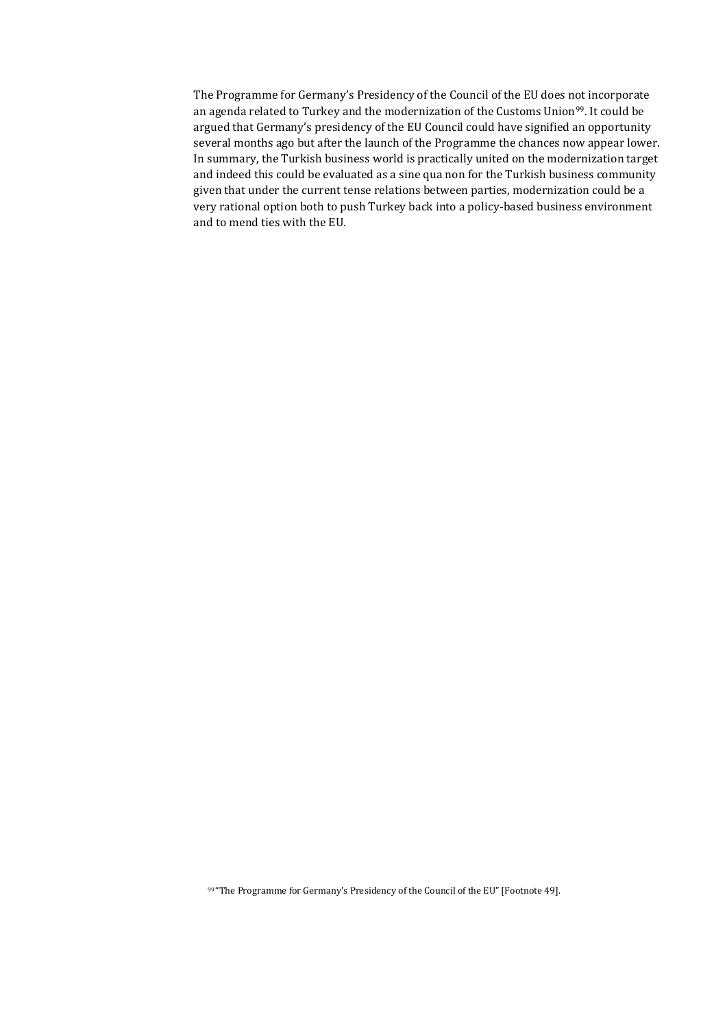The Programme for Germany's Presidency of the Council of the EU does not incorporate an agenda related to Turkey and the modernization of the Customs Union[99]. It could be argued that Germany's presidency of the EU Council could have signified an opportunity several months ago but after the launch of the Programme the chances now appear lower. In summary, the Turkish business world is practically united on the modernization target and indeed this could be evaluated as a sine qua non for the Turkish business community given that under the current tense relations between parties, modernization could be a very rational option both to push Turkey back into a policy-based business environment and to mend ties with the EU.

[99] "The Programme for Germany's Presidency of the Council of the EU" [Footnote 49].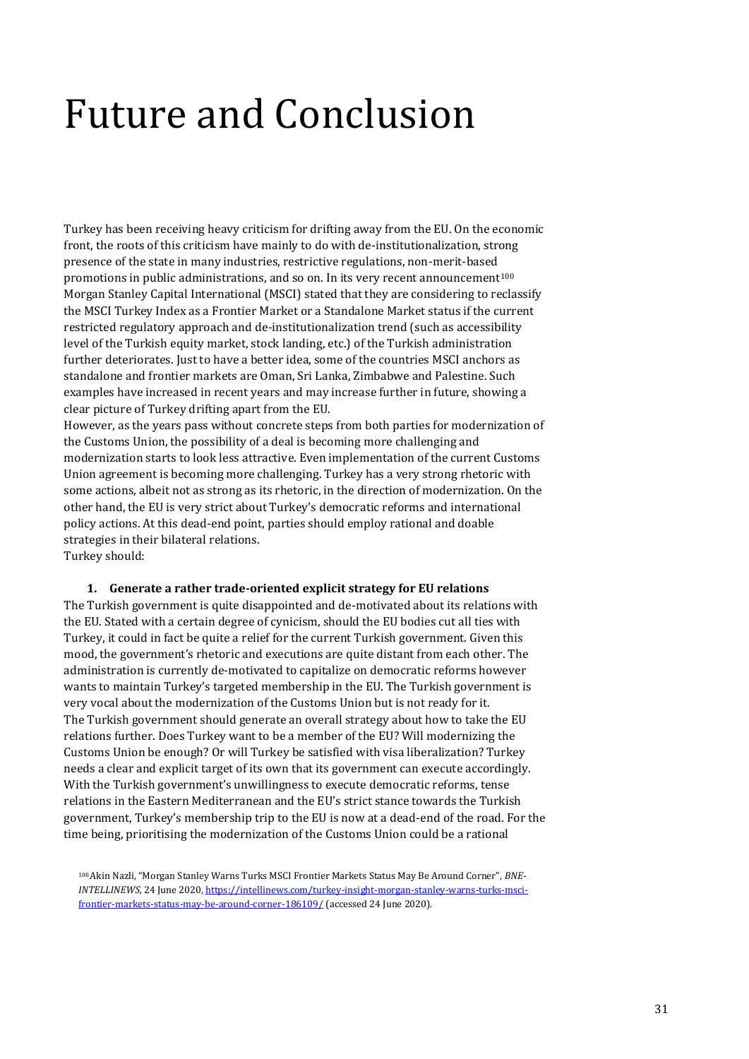# Future and Conclusion

Turkey has been receiving heavy criticism for drifting away from the EU. On the economic front, the roots of this criticism have mainly to do with de-institutionalization, strong presence of the state in many industries, restrictive regulations, non-merit-based promotions in public administrations, and so on. In its very recent announcement[100] Morgan Stanley Capital International (MSCI) stated that they are considering to reclassify the MSCI Turkey Index as a Frontier Market or a Standalone Market status if the current restricted regulatory approach and de-institutionalization trend (such as accessibility level of the Turkish equity market, stock landing, etc.) of the Turkish administration further deteriorates. Just to have a better idea, some of the countries MSCI anchors as standalone and frontier markets are Oman, Sri Lanka, Zimbabwe and Palestine. Such examples have increased in recent years and may increase further in future, showing a clear picture of Turkey drifting apart from the EU.

However, as the years pass without concrete steps from both parties for modernization of the Customs Union, the possibility of a deal is becoming more challenging and modernization starts to look less attractive. Even implementation of the current Customs Union agreement is becoming more challenging. Turkey has a very strong rhetoric with some actions, albeit not as strong as its rhetoric, in the direction of modernization. On the other hand, the EU is very strict about Turkey's democratic reforms and international policy actions. At this dead-end point, parties should employ rational and doable strategies in their bilateral relations.

Turkey should:

1. **Generate a rather trade-oriented explicit strategy for EU relations**

The Turkish government is quite disappointed and de-motivated about its relations with the EU. Stated with a certain degree of cynicism, should the EU bodies cut all ties with Turkey, it could in fact be quite a relief for the current Turkish government. Given this mood, the government's rhetoric and executions are quite distant from each other. The administration is currently de-motivated to capitalize on democratic reforms however wants to maintain Turkey's targeted membership in the EU. The Turkish government is very vocal about the modernization of the Customs Union but is not ready for it.

The Turkish government should generate an overall strategy about how to take the EU relations further. Does Turkey want to be a member of the EU? Will modernizing the Customs Union be enough? Or will Turkey be satisfied with visa liberalization? Turkey needs a clear and explicit target of its own that its government can execute accordingly. With the Turkish government's unwillingness to execute democratic reforms, tense relations in the Eastern Mediterranean and the EU's strict stance towards the Turkish government, Turkey's membership trip to the EU is now at a dead-end of the road. For the time being, prioritising the modernization of the Customs Union could be a rational

[100] Akin Nazli, "Morgan Stanley Warns Turks MSCI Frontier Markets Status May Be Around Corner", *BNE-INTELLINEWS*, 24 June 2020, https://intellinews.com/turkey-insight-morgan-stanley-warns-turks-msci-frontier-markets-status-may-be-around-corner-186109/ (accessed 24 June 2020).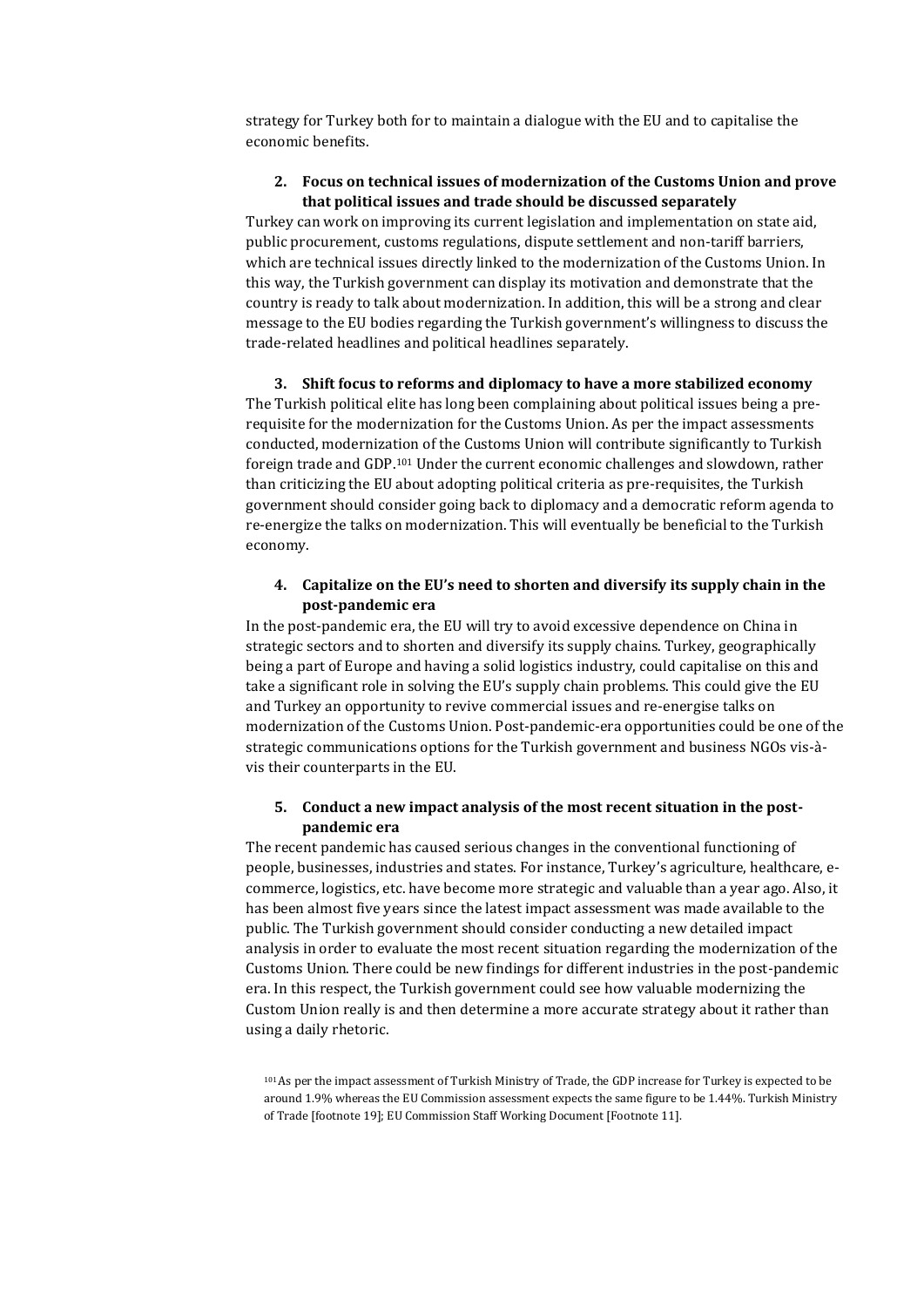strategy for Turkey both for to maintain a dialogue with the EU and to capitalise the economic benefits.

2. **Focus on technical issues of modernization of the Customs Union and prove that political issues and trade should be discussed separately**

Turkey can work on improving its current legislation and implementation on state aid, public procurement, customs regulations, dispute settlement and non-tariff barriers, which are technical issues directly linked to the modernization of the Customs Union. In this way, the Turkish government can display its motivation and demonstrate that the country is ready to talk about modernization. In addition, this will be a strong and clear message to the EU bodies regarding the Turkish government's willingness to discuss the trade-related headlines and political headlines separately.

3. **Shift focus to reforms and diplomacy to have a more stabilized economy**

The Turkish political elite has long been complaining about political issues being a pre-requisite for the modernization for the Customs Union. As per the impact assessments conducted, modernization of the Customs Union will contribute significantly to Turkish foreign trade and GDP.[101] Under the current economic challenges and slowdown, rather than criticizing the EU about adopting political criteria as pre-requisites, the Turkish government should consider going back to diplomacy and a democratic reform agenda to re-energize the talks on modernization. This will eventually be beneficial to the Turkish economy.

4. **Capitalize on the EU's need to shorten and diversify its supply chain in the post-pandemic era**

In the post-pandemic era, the EU will try to avoid excessive dependence on China in strategic sectors and to shorten and diversify its supply chains. Turkey, geographically being a part of Europe and having a solid logistics industry, could capitalise on this and take a significant role in solving the EU's supply chain problems. This could give the EU and Turkey an opportunity to revive commercial issues and re-energise talks on modernization of the Customs Union. Post-pandemic-era opportunities could be one of the strategic communications options for the Turkish government and business NGOs vis-à-vis their counterparts in the EU.

5. **Conduct a new impact analysis of the most recent situation in the post-pandemic era**

The recent pandemic has caused serious changes in the conventional functioning of people, businesses, industries and states. For instance, Turkey's agriculture, healthcare, e-commerce, logistics, etc. have become more strategic and valuable than a year ago. Also, it has been almost five years since the latest impact assessment was made available to the public. The Turkish government should consider conducting a new detailed impact analysis in order to evaluate the most recent situation regarding the modernization of the Customs Union. There could be new findings for different industries in the post-pandemic era. In this respect, the Turkish government could see how valuable modernizing the Custom Union really is and then determine a more accurate strategy about it rather than using a daily rhetoric.

[101] As per the impact assessment of Turkish Ministry of Trade, the GDP increase for Turkey is expected to be around 1.9% whereas the EU Commission assessment expects the same figure to be 1.44%. Turkish Ministry of Trade [footnote 19]; EU Commission Staff Working Document [Footnote 11].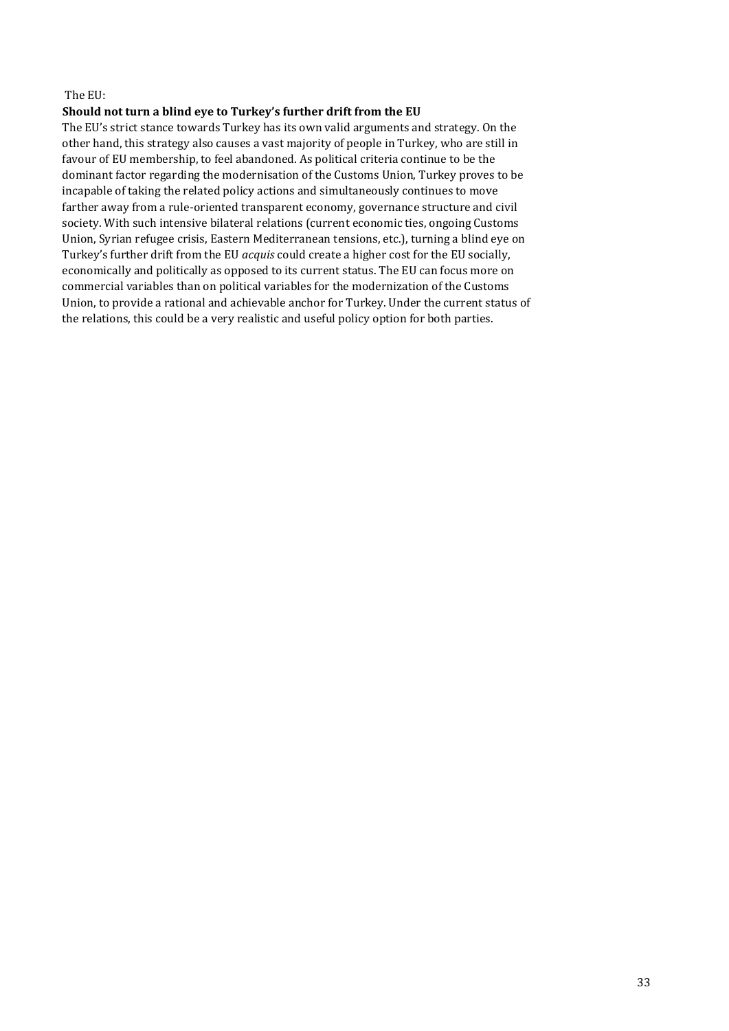The EU:

**Should not turn a blind eye to Turkey's further drift from the EU**

The EU's strict stance towards Turkey has its own valid arguments and strategy. On the other hand, this strategy also causes a vast majority of people in Turkey, who are still in favour of EU membership, to feel abandoned. As political criteria continue to be the dominant factor regarding the modernisation of the Customs Union, Turkey proves to be incapable of taking the related policy actions and simultaneously continues to move farther away from a rule-oriented transparent economy, governance structure and civil society. With such intensive bilateral relations (current economic ties, ongoing Customs Union, Syrian refugee crisis, Eastern Mediterranean tensions, etc.), turning a blind eye on Turkey's further drift from the EU *acquis* could create a higher cost for the EU socially, economically and politically as opposed to its current status. The EU can focus more on commercial variables than on political variables for the modernization of the Customs Union, to provide a rational and achievable anchor for Turkey. Under the current status of the relations, this could be a very realistic and useful policy option for both parties.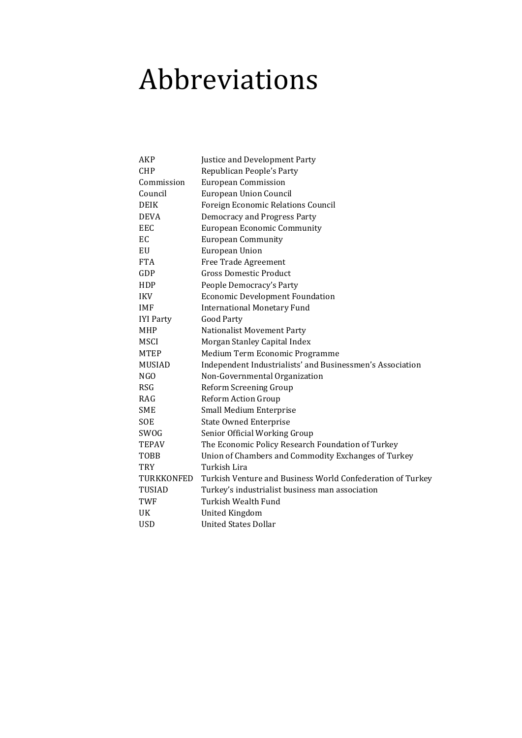# Abbreviations

| | |
|---|---|
| AKP | Justice and Development Party |
| CHP | Republican People's Party |
| Commission | European Commission |
| Council | European Union Council |
| DEIK | Foreign Economic Relations Council |
| DEVA | Democracy and Progress Party |
| EEC | European Economic Community |
| EC | European Community |
| EU | European Union |
| FTA | Free Trade Agreement |
| GDP | Gross Domestic Product |
| HDP | People Democracy's Party |
| IKV | Economic Development Foundation |
| IMF | International Monetary Fund |
| IYI Party | Good Party |
| MHP | Nationalist Movement Party |
| MSCI | Morgan Stanley Capital Index |
| MTEP | Medium Term Economic Programme |
| MUSIAD | Independent Industrialists' and Businessmen's Association |
| NGO | Non-Governmental Organization |
| RSG | Reform Screening Group |
| RAG | Reform Action Group |
| SME | Small Medium Enterprise |
| SOE | State Owned Enterprise |
| SWOG | Senior Official Working Group |
| TEPAV | The Economic Policy Research Foundation of Turkey |
| TOBB | Union of Chambers and Commodity Exchanges of Turkey |
| TRY | Turkish Lira |
| TURKKONFED | Turkish Venture and Business World Confederation of Turkey |
| TUSIAD | Turkey's industrialist business man association |
| TWF | Turkish Wealth Fund |
| UK | United Kingdom |
| USD | United States Dollar |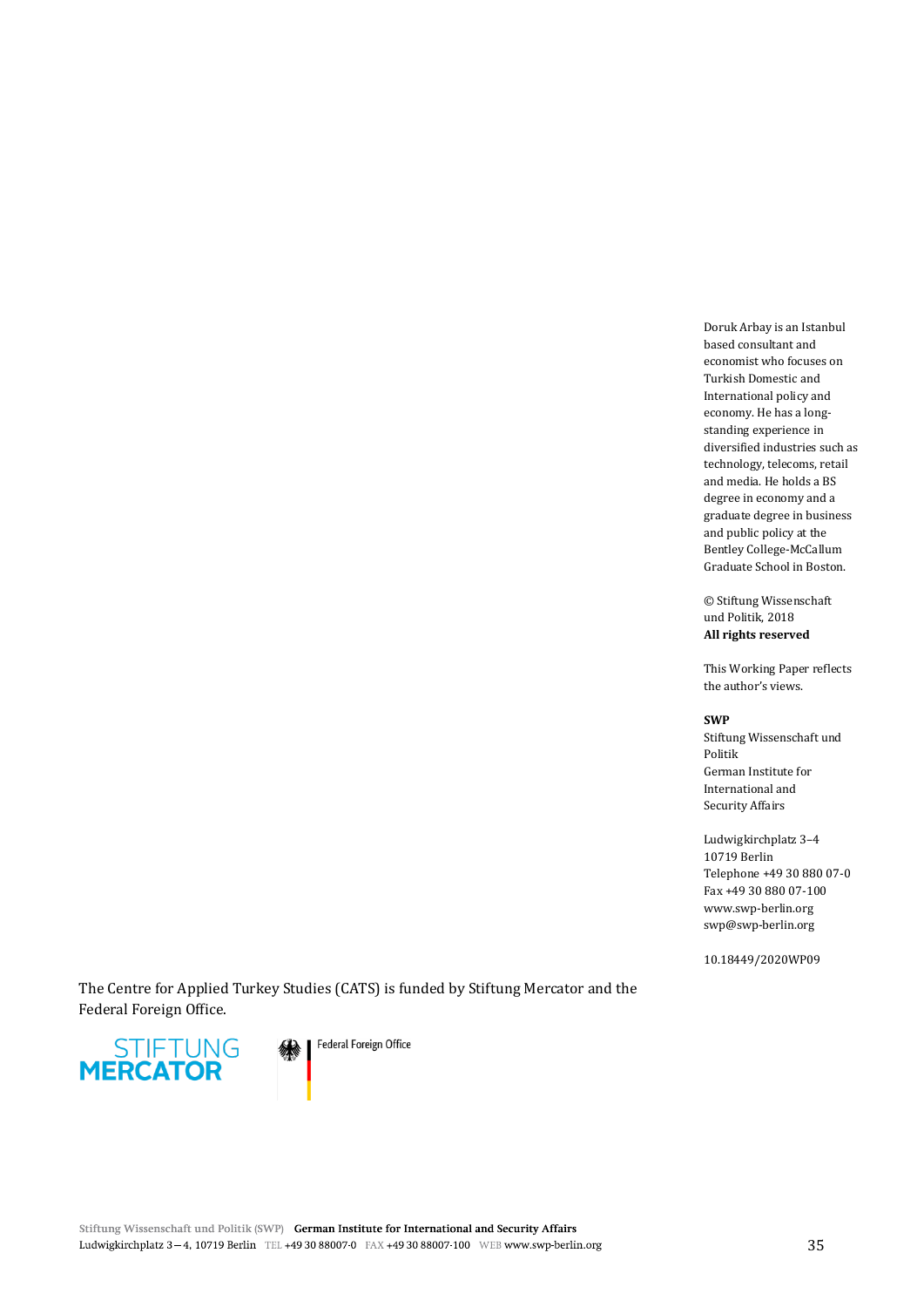Doruk Arbay is an Istanbul based consultant and economist who focuses on Turkish Domestic and International policy and economy. He has a long-standing experience in diversified industries such as technology, telecoms, retail and media. He holds a BS degree in economy and a graduate degree in business and public policy at the Bentley College-McCallum Graduate School in Boston.

© Stiftung Wissenschaft und Politik, 2018
**All rights reserved**

This Working Paper reflects the author's views.

**SWP**
Stiftung Wissenschaft und Politik
German Institute for International and Security Affairs

Ludwigkirchplatz 3–4
10719 Berlin
Telephone +49 30 880 07-0
Fax +49 30 880 07-100
www.swp-berlin.org
swp@swp-berlin.org

10.18449/2020WP09

The Centre for Applied Turkey Studies (CATS) is funded by Stiftung Mercator and the Federal Foreign Office.

STIFTUNG MERCATOR

Federal Foreign Office